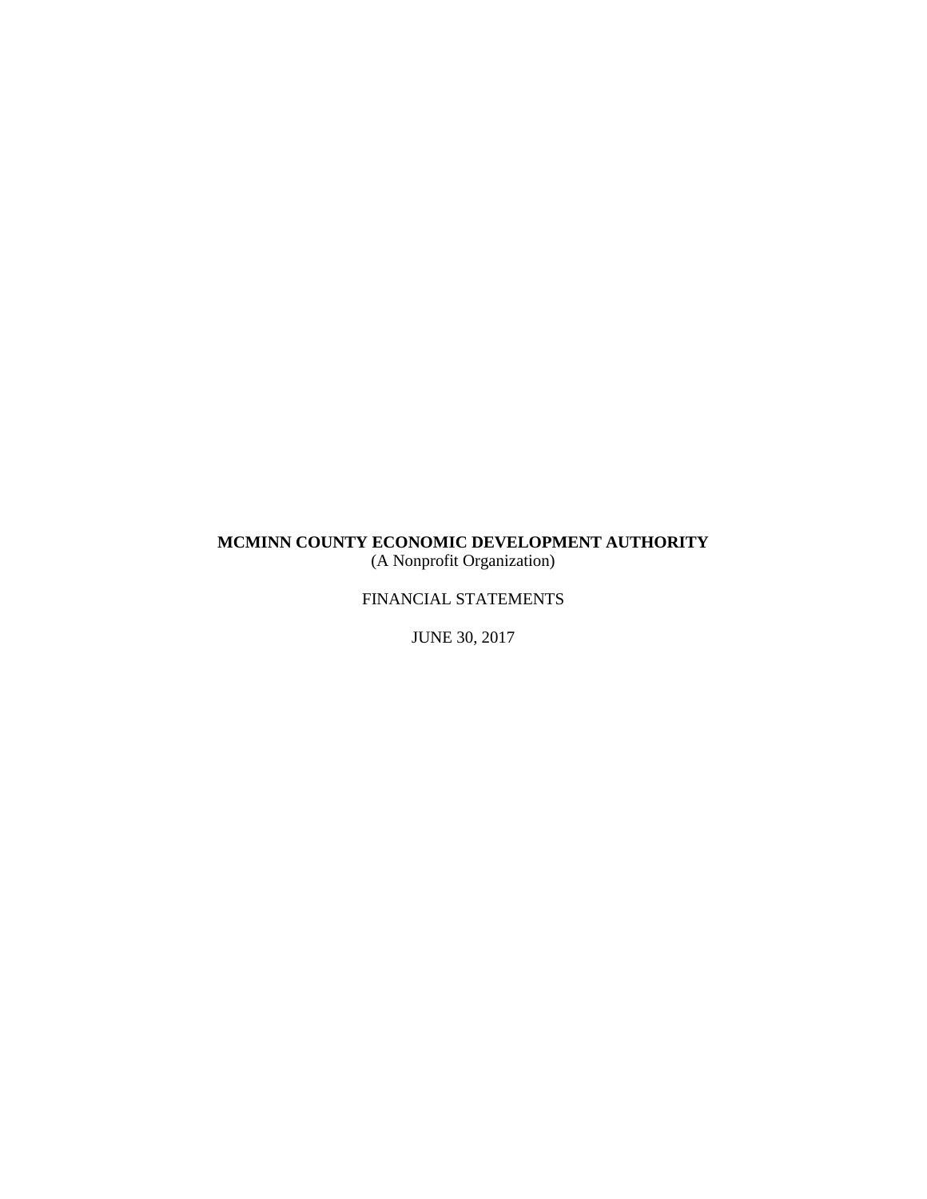# MCMINN COUNTY ECONOMIC DEVELOPMENT AUTHORITY

(A Nonprofit Organization)

FINANCIAL STATEMENTS

JUNE 30, 2017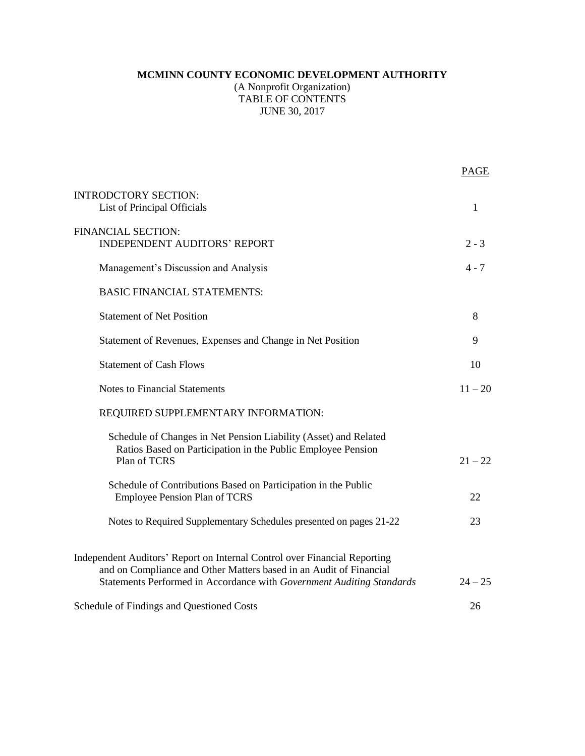**MCMINN COUNTY ECONOMIC DEVELOPMENT AUTHORITY**
(A Nonprofit Organization)
TABLE OF CONTENTS
JUNE 30, 2017

| | PAGE |
|---|---|
| INTRODCTORY SECTION: | |
| List of Principal Officials | 1 |
| FINANCIAL SECTION: | |
| INDEPENDENT AUDITORS' REPORT | 2 - 3 |
| Management's Discussion and Analysis | 4 - 7 |
| BASIC FINANCIAL STATEMENTS: | |
| Statement of Net Position | 8 |
| Statement of Revenues, Expenses and Change in Net Position | 9 |
| Statement of Cash Flows | 10 |
| Notes to Financial Statements | 11 – 20 |
| REQUIRED SUPPLEMENTARY INFORMATION: | |
| Schedule of Changes in Net Pension Liability (Asset) and Related Ratios Based on Participation in the Public Employee Pension Plan of TCRS | 21 – 22 |
| Schedule of Contributions Based on Participation in the Public Employee Pension Plan of TCRS | 22 |
| Notes to Required Supplementary Schedules presented on pages 21-22 | 23 |
| Independent Auditors' Report on Internal Control over Financial Reporting and on Compliance and Other Matters based in an Audit of Financial Statements Performed in Accordance with *Government Auditing Standards* | 24 – 25 |
| Schedule of Findings and Questioned Costs | 26 |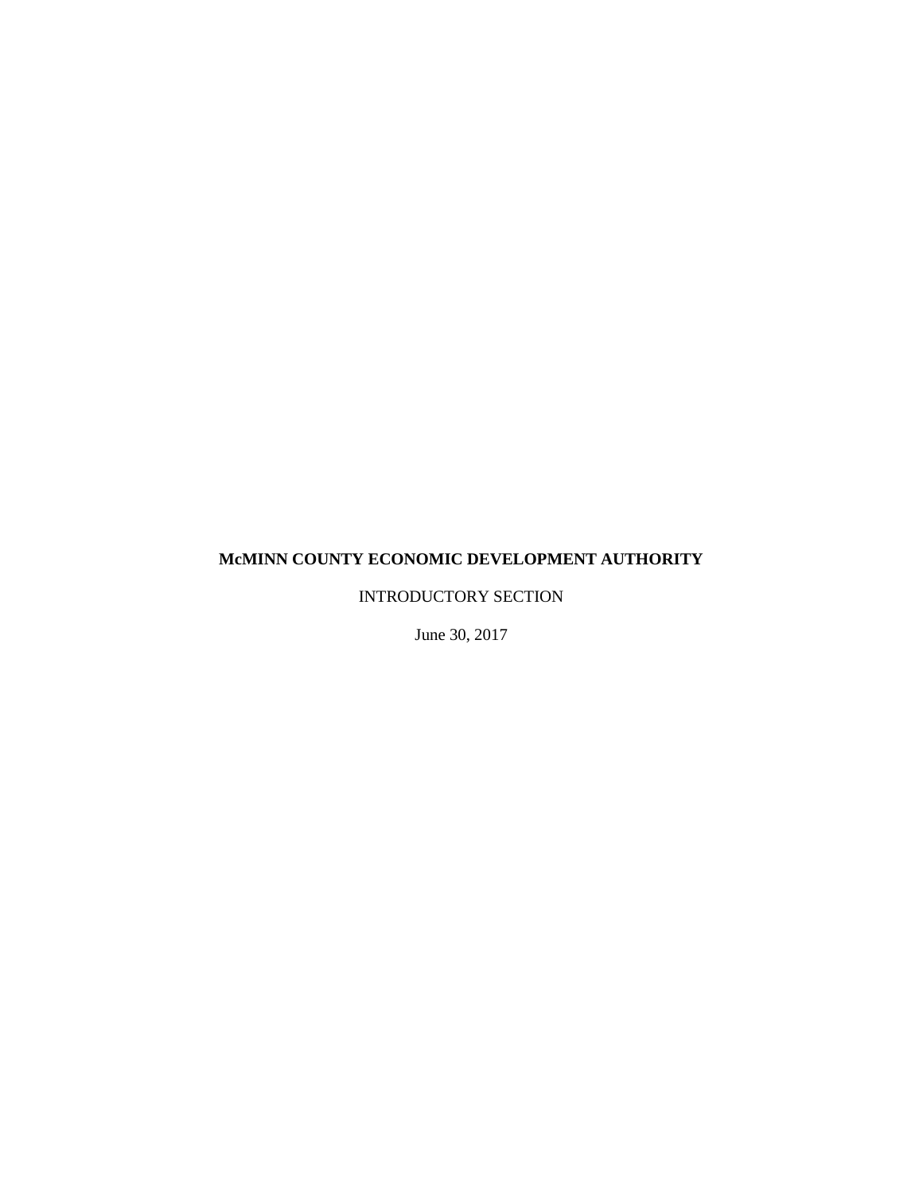**McMINN COUNTY ECONOMIC DEVELOPMENT AUTHORITY**

INTRODUCTORY SECTION

June 30, 2017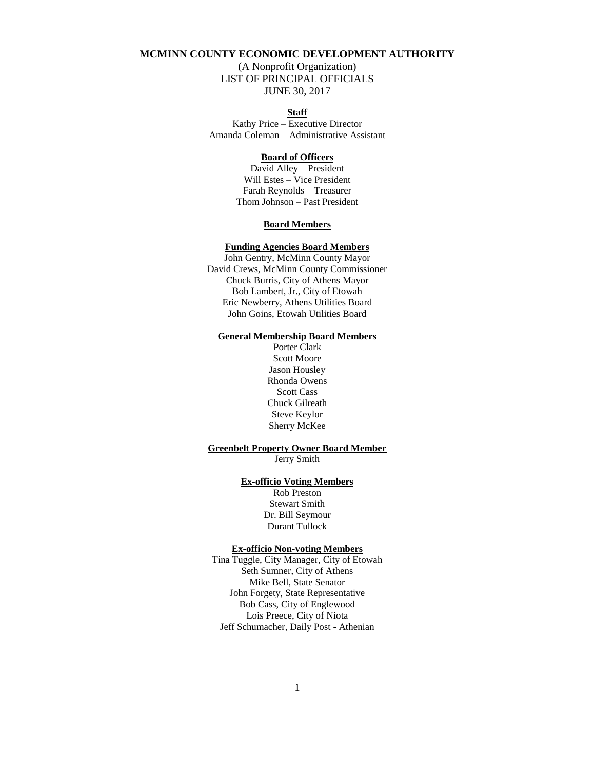# MCMINN COUNTY ECONOMIC DEVELOPMENT AUTHORITY

(A Nonprofit Organization)
LIST OF PRINCIPAL OFFICIALS
JUNE 30, 2017

### Staff

Kathy Price – Executive Director
Amanda Coleman – Administrative Assistant

### Board of Officers

David Alley – President
Will Estes – Vice President
Farah Reynolds – Treasurer
Thom Johnson – Past President

### Board Members

#### Funding Agencies Board Members

John Gentry, McMinn County Mayor
David Crews, McMinn County Commissioner
Chuck Burris, City of Athens Mayor
Bob Lambert, Jr., City of Etowah
Eric Newberry, Athens Utilities Board
John Goins, Etowah Utilities Board

#### General Membership Board Members

Porter Clark
Scott Moore
Jason Housley
Rhonda Owens
Scott Cass
Chuck Gilreath
Steve Keylor
Sherry McKee

#### Greenbelt Property Owner Board Member

Jerry Smith

#### Ex-officio Voting Members

Rob Preston
Stewart Smith
Dr. Bill Seymour
Durant Tullock

#### Ex-officio Non-voting Members

Tina Tuggle, City Manager, City of Etowah
Seth Sumner, City of Athens
Mike Bell, State Senator
John Forgety, State Representative
Bob Cass, City of Englewood
Lois Preece, City of Niota
Jeff Schumacher, Daily Post - Athenian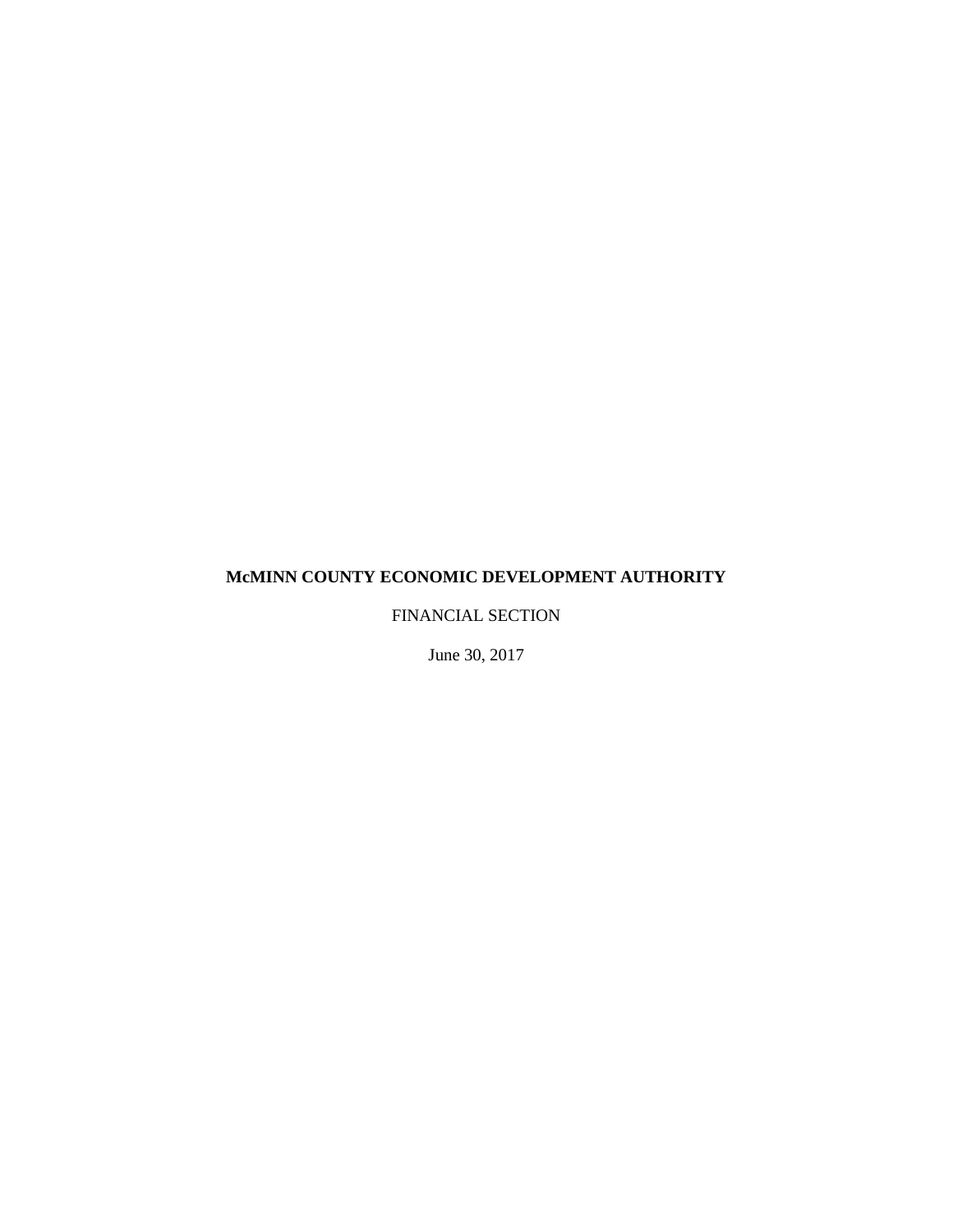**McMINN COUNTY ECONOMIC DEVELOPMENT AUTHORITY**

FINANCIAL SECTION

June 30, 2017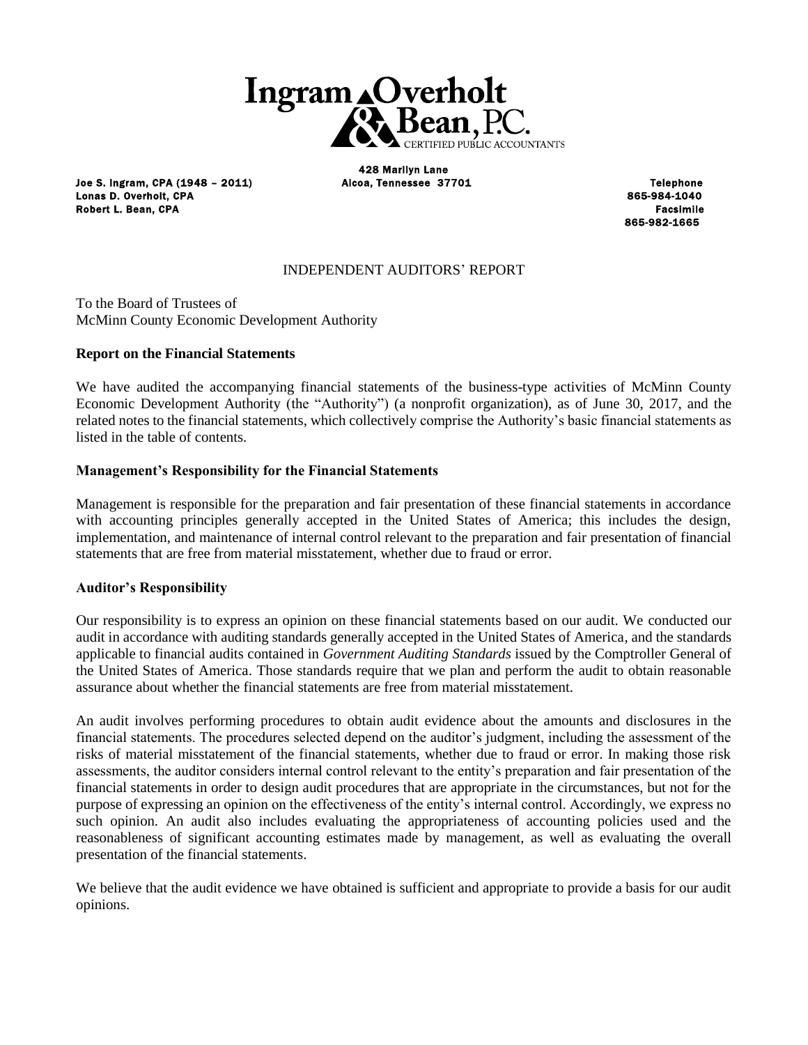Ingram Overholt & Bean, P.C.
CERTIFIED PUBLIC ACCOUNTANTS

Joe S. Ingram, CPA (1948 – 2011)
Lonas D. Overholt, CPA
Robert L. Bean, CPA

428 Marilyn Lane
Alcoa, Tennessee 37701

Telephone
865-984-1040
Facsimile
865-982-1665

## INDEPENDENT AUDITORS' REPORT

To the Board of Trustees of
McMinn County Economic Development Authority

### Report on the Financial Statements

We have audited the accompanying financial statements of the business-type activities of McMinn County Economic Development Authority (the "Authority") (a nonprofit organization), as of June 30, 2017, and the related notes to the financial statements, which collectively comprise the Authority's basic financial statements as listed in the table of contents.

### Management's Responsibility for the Financial Statements

Management is responsible for the preparation and fair presentation of these financial statements in accordance with accounting principles generally accepted in the United States of America; this includes the design, implementation, and maintenance of internal control relevant to the preparation and fair presentation of financial statements that are free from material misstatement, whether due to fraud or error.

### Auditor's Responsibility

Our responsibility is to express an opinion on these financial statements based on our audit. We conducted our audit in accordance with auditing standards generally accepted in the United States of America, and the standards applicable to financial audits contained in *Government Auditing Standards* issued by the Comptroller General of the United States of America. Those standards require that we plan and perform the audit to obtain reasonable assurance about whether the financial statements are free from material misstatement.

An audit involves performing procedures to obtain audit evidence about the amounts and disclosures in the financial statements. The procedures selected depend on the auditor's judgment, including the assessment of the risks of material misstatement of the financial statements, whether due to fraud or error. In making those risk assessments, the auditor considers internal control relevant to the entity's preparation and fair presentation of the financial statements in order to design audit procedures that are appropriate in the circumstances, but not for the purpose of expressing an opinion on the effectiveness of the entity's internal control. Accordingly, we express no such opinion. An audit also includes evaluating the appropriateness of accounting policies used and the reasonableness of significant accounting estimates made by management, as well as evaluating the overall presentation of the financial statements.

We believe that the audit evidence we have obtained is sufficient and appropriate to provide a basis for our audit opinions.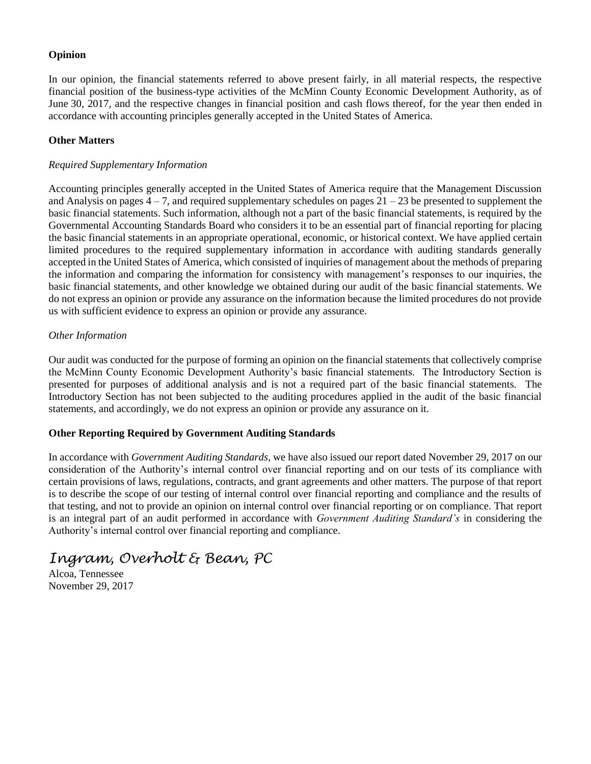**Opinion**

In our opinion, the financial statements referred to above present fairly, in all material respects, the respective financial position of the business-type activities of the McMinn County Economic Development Authority, as of June 30, 2017, and the respective changes in financial position and cash flows thereof, for the year then ended in accordance with accounting principles generally accepted in the United States of America.

**Other Matters**

*Required Supplementary Information*

Accounting principles generally accepted in the United States of America require that the Management Discussion and Analysis on pages 4 – 7, and required supplementary schedules on pages 21 – 23 be presented to supplement the basic financial statements. Such information, although not a part of the basic financial statements, is required by the Governmental Accounting Standards Board who considers it to be an essential part of financial reporting for placing the basic financial statements in an appropriate operational, economic, or historical context. We have applied certain limited procedures to the required supplementary information in accordance with auditing standards generally accepted in the United States of America, which consisted of inquiries of management about the methods of preparing the information and comparing the information for consistency with management's responses to our inquiries, the basic financial statements, and other knowledge we obtained during our audit of the basic financial statements. We do not express an opinion or provide any assurance on the information because the limited procedures do not provide us with sufficient evidence to express an opinion or provide any assurance.

*Other Information*

Our audit was conducted for the purpose of forming an opinion on the financial statements that collectively comprise the McMinn County Economic Development Authority's basic financial statements. The Introductory Section is presented for purposes of additional analysis and is not a required part of the basic financial statements. The Introductory Section has not been subjected to the auditing procedures applied in the audit of the basic financial statements, and accordingly, we do not express an opinion or provide any assurance on it.

**Other Reporting Required by Government Auditing Standards**

In accordance with *Government Auditing Standards*, we have also issued our report dated November 29, 2017 on our consideration of the Authority's internal control over financial reporting and on our tests of its compliance with certain provisions of laws, regulations, contracts, and grant agreements and other matters. The purpose of that report is to describe the scope of our testing of internal control over financial reporting and compliance and the results of that testing, and not to provide an opinion on internal control over financial reporting or on compliance. That report is an integral part of an audit performed in accordance with *Government Auditing Standard's* in considering the Authority's internal control over financial reporting and compliance.

*Ingram, Overholt & Bean, PC*

Alcoa, Tennessee
November 29, 2017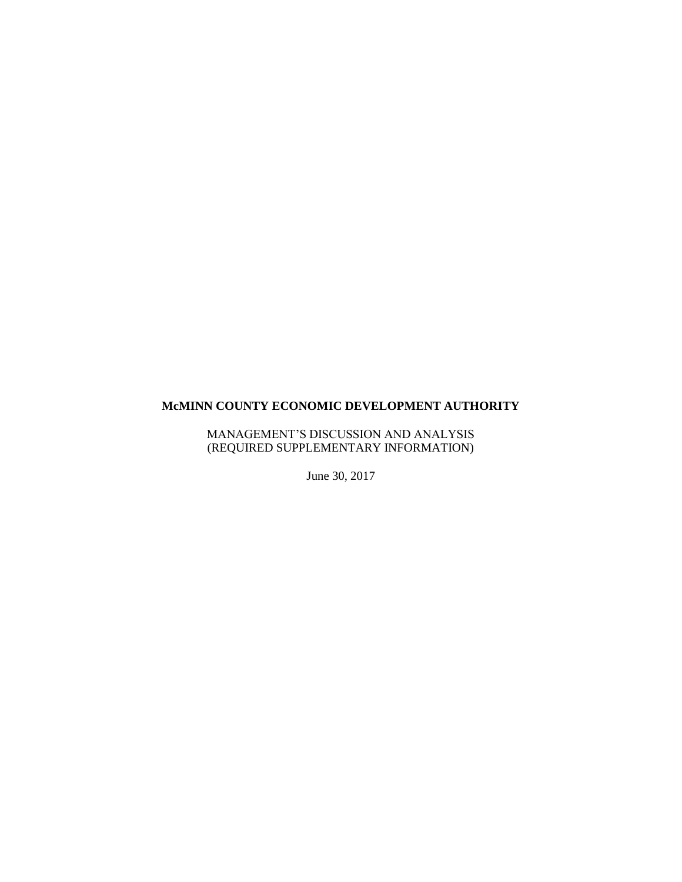**McMINN COUNTY ECONOMIC DEVELOPMENT AUTHORITY**

MANAGEMENT'S DISCUSSION AND ANALYSIS
(REQUIRED SUPPLEMENTARY INFORMATION)

June 30, 2017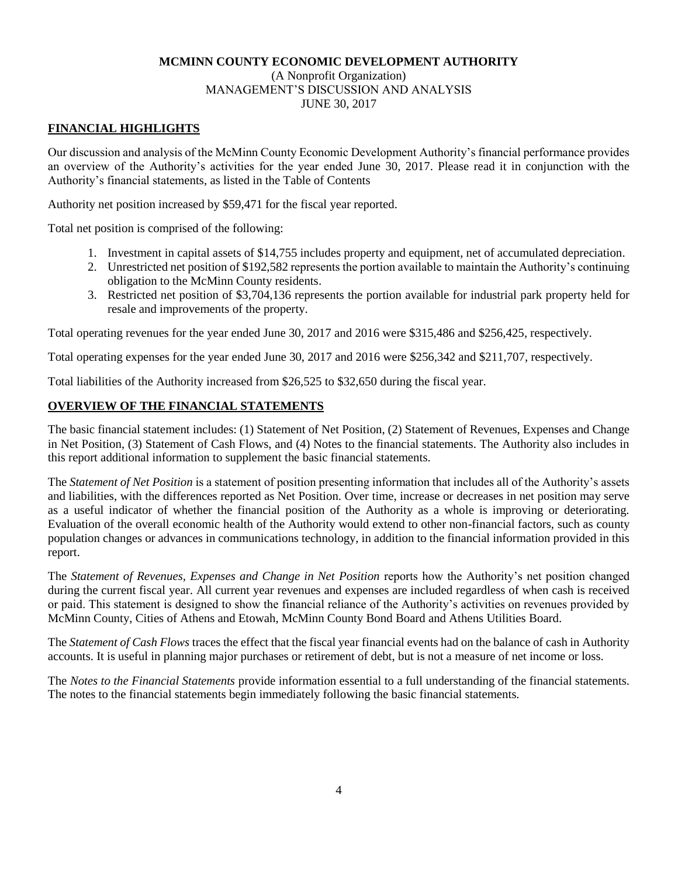**MCMINN COUNTY ECONOMIC DEVELOPMENT AUTHORITY**
(A Nonprofit Organization)
MANAGEMENT'S DISCUSSION AND ANALYSIS
JUNE 30, 2017

## FINANCIAL HIGHLIGHTS

Our discussion and analysis of the McMinn County Economic Development Authority's financial performance provides an overview of the Authority's activities for the year ended June 30, 2017. Please read it in conjunction with the Authority's financial statements, as listed in the Table of Contents

Authority net position increased by $59,471 for the fiscal year reported.

Total net position is comprised of the following:

1. Investment in capital assets of $14,755 includes property and equipment, net of accumulated depreciation.
2. Unrestricted net position of $192,582 represents the portion available to maintain the Authority's continuing obligation to the McMinn County residents.
3. Restricted net position of $3,704,136 represents the portion available for industrial park property held for resale and improvements of the property.

Total operating revenues for the year ended June 30, 2017 and 2016 were $315,486 and $256,425, respectively.

Total operating expenses for the year ended June 30, 2017 and 2016 were $256,342 and $211,707, respectively.

Total liabilities of the Authority increased from $26,525 to $32,650 during the fiscal year.

## OVERVIEW OF THE FINANCIAL STATEMENTS

The basic financial statement includes: (1) Statement of Net Position, (2) Statement of Revenues, Expenses and Change in Net Position, (3) Statement of Cash Flows, and (4) Notes to the financial statements. The Authority also includes in this report additional information to supplement the basic financial statements.

The *Statement of Net Position* is a statement of position presenting information that includes all of the Authority's assets and liabilities, with the differences reported as Net Position. Over time, increase or decreases in net position may serve as a useful indicator of whether the financial position of the Authority as a whole is improving or deteriorating. Evaluation of the overall economic health of the Authority would extend to other non-financial factors, such as county population changes or advances in communications technology, in addition to the financial information provided in this report.

The *Statement of Revenues, Expenses and Change in Net Position* reports how the Authority's net position changed during the current fiscal year. All current year revenues and expenses are included regardless of when cash is received or paid. This statement is designed to show the financial reliance of the Authority's activities on revenues provided by McMinn County, Cities of Athens and Etowah, McMinn County Bond Board and Athens Utilities Board.

The *Statement of Cash Flows* traces the effect that the fiscal year financial events had on the balance of cash in Authority accounts. It is useful in planning major purchases or retirement of debt, but is not a measure of net income or loss.

The *Notes to the Financial Statements* provide information essential to a full understanding of the financial statements. The notes to the financial statements begin immediately following the basic financial statements.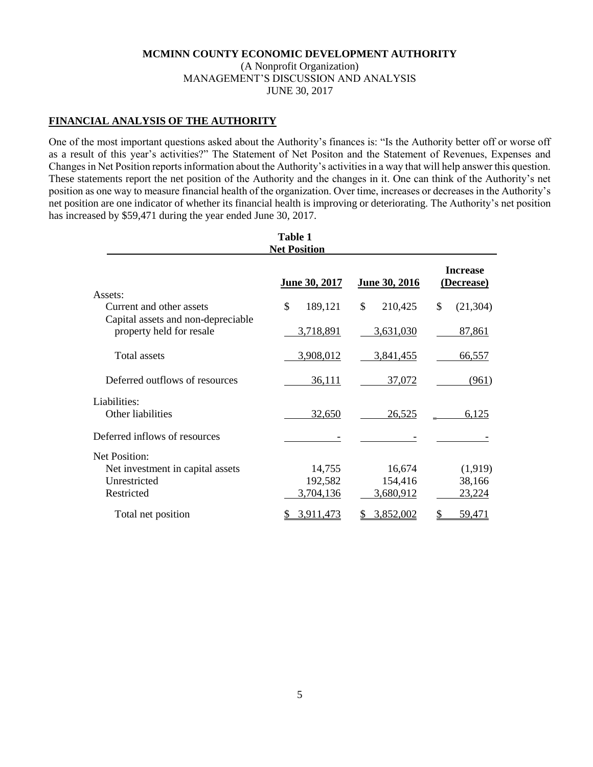**MCMINN COUNTY ECONOMIC DEVELOPMENT AUTHORITY**
(A Nonprofit Organization)
MANAGEMENT'S DISCUSSION AND ANALYSIS
JUNE 30, 2017

## FINANCIAL ANALYSIS OF THE AUTHORITY

One of the most important questions asked about the Authority's finances is: "Is the Authority better off or worse off as a result of this year's activities?" The Statement of Net Positon and the Statement of Revenues, Expenses and Changes in Net Position reports information about the Authority's activities in a way that will help answer this question. These statements report the net position of the Authority and the changes in it. One can think of the Authority's net position as one way to measure financial health of the organization. Over time, increases or decreases in the Authority's net position are one indicator of whether its financial health is improving or deteriorating. The Authority's net position has increased by $59,471 during the year ended June 30, 2017.

**Table 1**
**Net Position**

| | June 30, 2017 | June 30, 2016 | Increase (Decrease) |
|---|---|---|---|
| Assets: | | | |
| Current and other assets | $ 189,121 | $ 210,425 | $ (21,304) |
| Capital assets and non-depreciable property held for resale | 3,718,891 | 3,631,030 | 87,861 |
| Total assets | 3,908,012 | 3,841,455 | 66,557 |
| Deferred outflows of resources | 36,111 | 37,072 | (961) |
| Liabilities: | | | |
| Other liabilities | 32,650 | 26,525 | 6,125 |
| Deferred inflows of resources | - | - | - |
| Net Position: | | | |
| Net investment in capital assets | 14,755 | 16,674 | (1,919) |
| Unrestricted | 192,582 | 154,416 | 38,166 |
| Restricted | 3,704,136 | 3,680,912 | 23,224 |
| Total net position | $ 3,911,473 | $ 3,852,002 | $ 59,471 |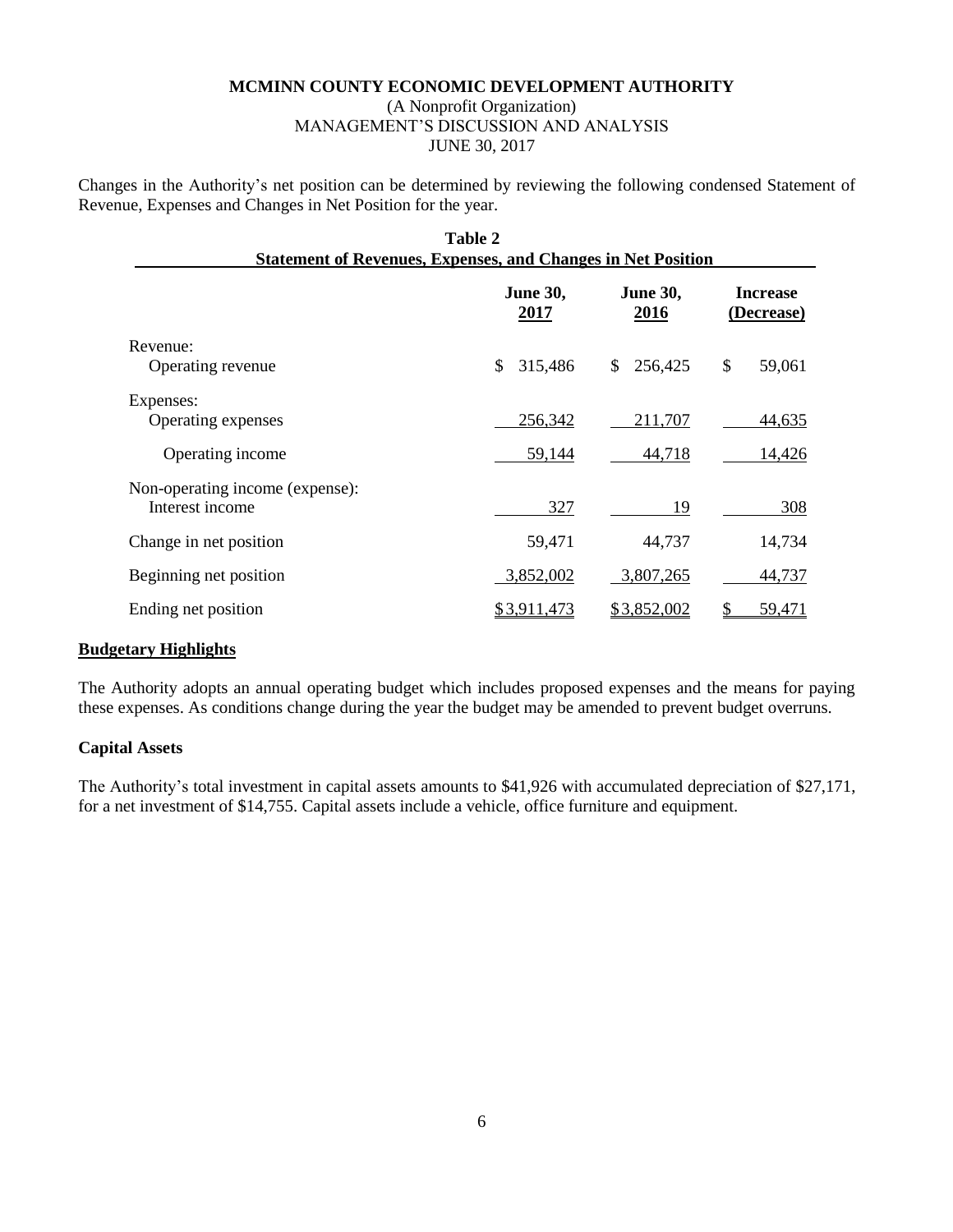Changes in the Authority's net position can be determined by reviewing the following condensed Statement of Revenue, Expenses and Changes in Net Position for the year.

**Table 2**
**Statement of Revenues, Expenses, and Changes in Net Position**

| | June 30, 2017 | June 30, 2016 | Increase (Decrease) |
|---|---|---|---|
| Revenue: | | | |
| Operating revenue | $ 315,486 | $ 256,425 | $ 59,061 |
| Expenses: | | | |
| Operating expenses | 256,342 | 211,707 | 44,635 |
| Operating income | 59,144 | 44,718 | 14,426 |
| Non-operating income (expense): | | | |
| Interest income | 327 | 19 | 308 |
| Change in net position | 59,471 | 44,737 | 14,734 |
| Beginning net position | 3,852,002 | 3,807,265 | 44,737 |
| Ending net position | $3,911,473 | $3,852,002 | $ 59,471 |

## Budgetary Highlights

The Authority adopts an annual operating budget which includes proposed expenses and the means for paying these expenses. As conditions change during the year the budget may be amended to prevent budget overruns.

## Capital Assets

The Authority's total investment in capital assets amounts to $41,926 with accumulated depreciation of $27,171, for a net investment of $14,755. Capital assets include a vehicle, office furniture and equipment.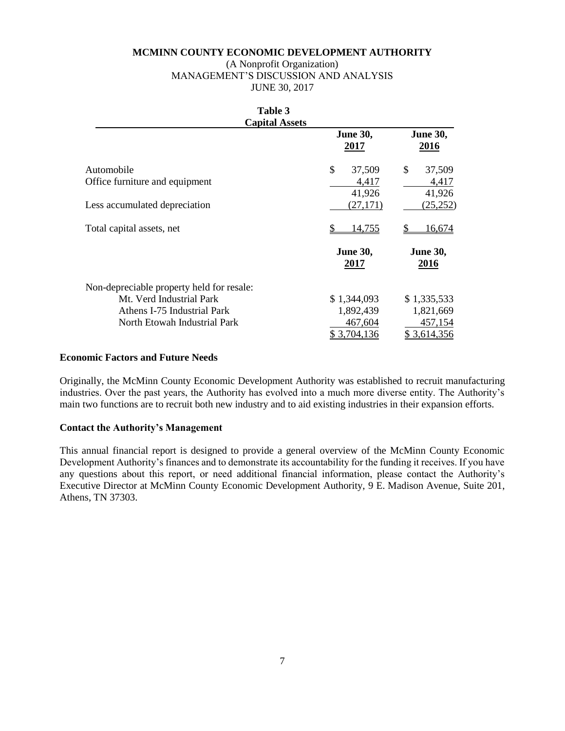**MCMINN COUNTY ECONOMIC DEVELOPMENT AUTHORITY**
(A Nonprofit Organization)
MANAGEMENT'S DISCUSSION AND ANALYSIS
JUNE 30, 2017

**Table 3**
**Capital Assets**

| | **June 30, 2017** | **June 30, 2016** |
|---|---|---|
| Automobile | $ 37,509 | $ 37,509 |
| Office furniture and equipment | 4,417 | 4,417 |
| | 41,926 | 41,926 |
| Less accumulated depreciation | (27,171) | (25,252) |
| Total capital assets, net | $ 14,755 | $ 16,674 |

| | **June 30, 2017** | **June 30, 2016** |
|---|---|---|
| Non-depreciable property held for resale: | | |
| Mt. Verd Industrial Park | $ 1,344,093 | $ 1,335,533 |
| Athens I-75 Industrial Park | 1,892,439 | 1,821,669 |
| North Etowah Industrial Park | 467,604 | 457,154 |
| | $ 3,704,136 | $ 3,614,356 |

**Economic Factors and Future Needs**

Originally, the McMinn County Economic Development Authority was established to recruit manufacturing industries. Over the past years, the Authority has evolved into a much more diverse entity. The Authority's main two functions are to recruit both new industry and to aid existing industries in their expansion efforts.

**Contact the Authority's Management**

This annual financial report is designed to provide a general overview of the McMinn County Economic Development Authority's finances and to demonstrate its accountability for the funding it receives. If you have any questions about this report, or need additional financial information, please contact the Authority's Executive Director at McMinn County Economic Development Authority, 9 E. Madison Avenue, Suite 201, Athens, TN 37303.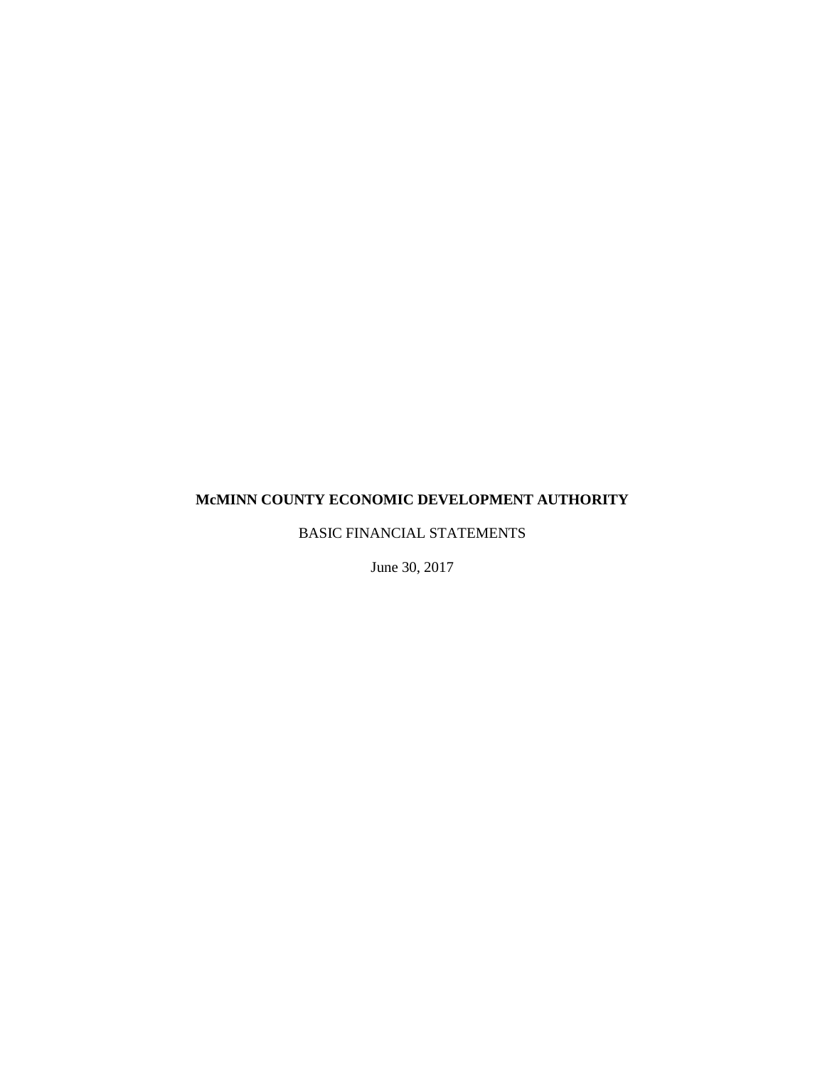**McMINN COUNTY ECONOMIC DEVELOPMENT AUTHORITY**

BASIC FINANCIAL STATEMENTS

June 30, 2017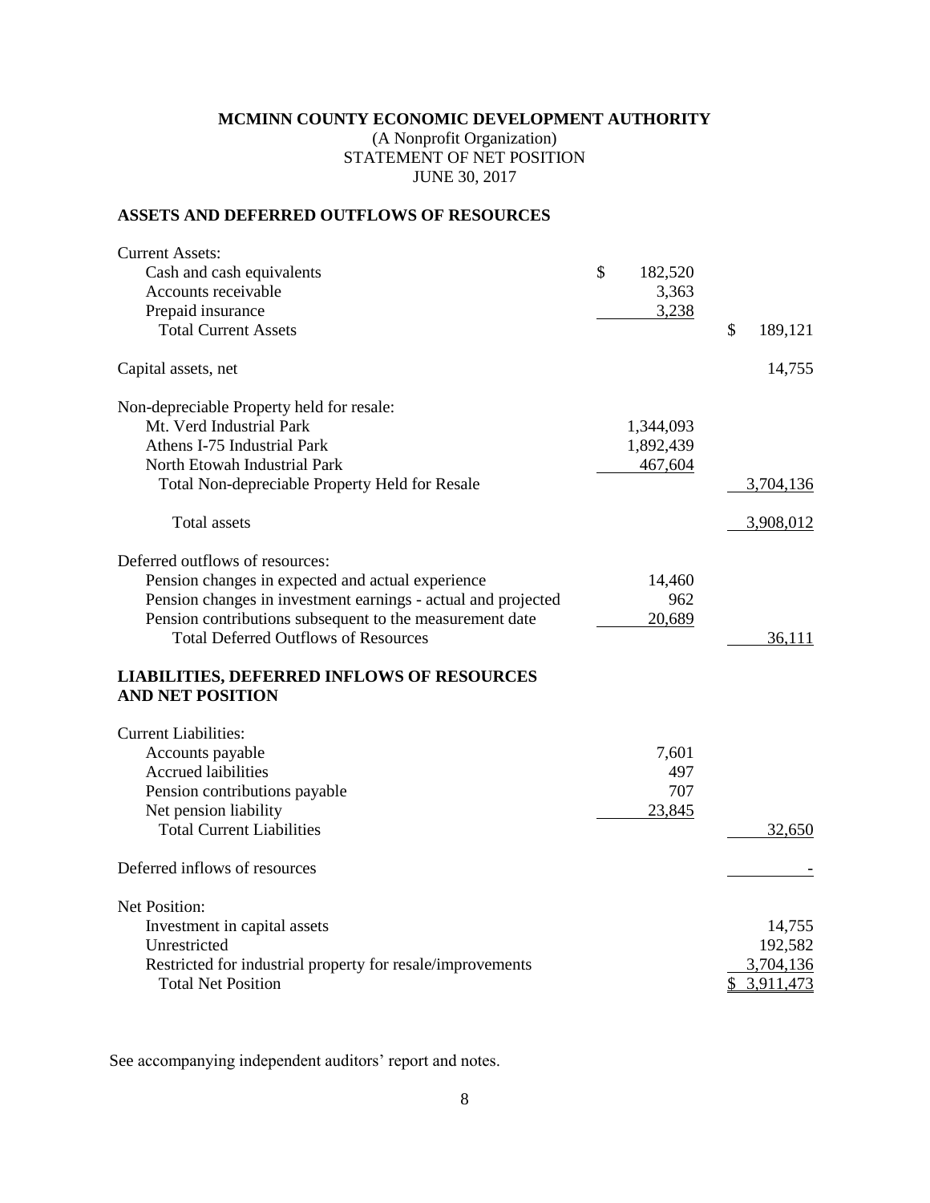**MCMINN COUNTY ECONOMIC DEVELOPMENT AUTHORITY**

(A Nonprofit Organization)

STATEMENT OF NET POSITION

JUNE 30, 2017

**ASSETS AND DEFERRED OUTFLOWS OF RESOURCES**

| | | |
|---|---|---|
| Current Assets: | | |
| Cash and cash equivalents | $ 182,520 | |
| Accounts receivable | 3,363 | |
| Prepaid insurance | 3,238 | |
| Total Current Assets | | $ 189,121 |
| Capital assets, net | | 14,755 |
| Non-depreciable Property held for resale: | | |
| Mt. Verd Industrial Park | 1,344,093 | |
| Athens I-75 Industrial Park | 1,892,439 | |
| North Etowah Industrial Park | 467,604 | |
| Total Non-depreciable Property Held for Resale | | 3,704,136 |
| Total assets | | 3,908,012 |
| Deferred outflows of resources: | | |
| Pension changes in expected and actual experience | 14,460 | |
| Pension changes in investment earnings - actual and projected | 962 | |
| Pension contributions subsequent to the measurement date | 20,689 | |
| Total Deferred Outflows of Resources | | 36,111 |

**LIABILITIES, DEFERRED INFLOWS OF RESOURCES AND NET POSITION**

| | | |
|---|---|---|
| Current Liabilities: | | |
| Accounts payable | 7,601 | |
| Accrued laibilities | 497 | |
| Pension contributions payable | 707 | |
| Net pension liability | 23,845 | |
| Total Current Liabilities | | 32,650 |
| Deferred inflows of resources | | - |
| Net Position: | | |
| Investment in capital assets | | 14,755 |
| Unrestricted | | 192,582 |
| Restricted for industrial property for resale/improvements | | 3,704,136 |
| Total Net Position | | $ 3,911,473 |

See accompanying independent auditors' report and notes.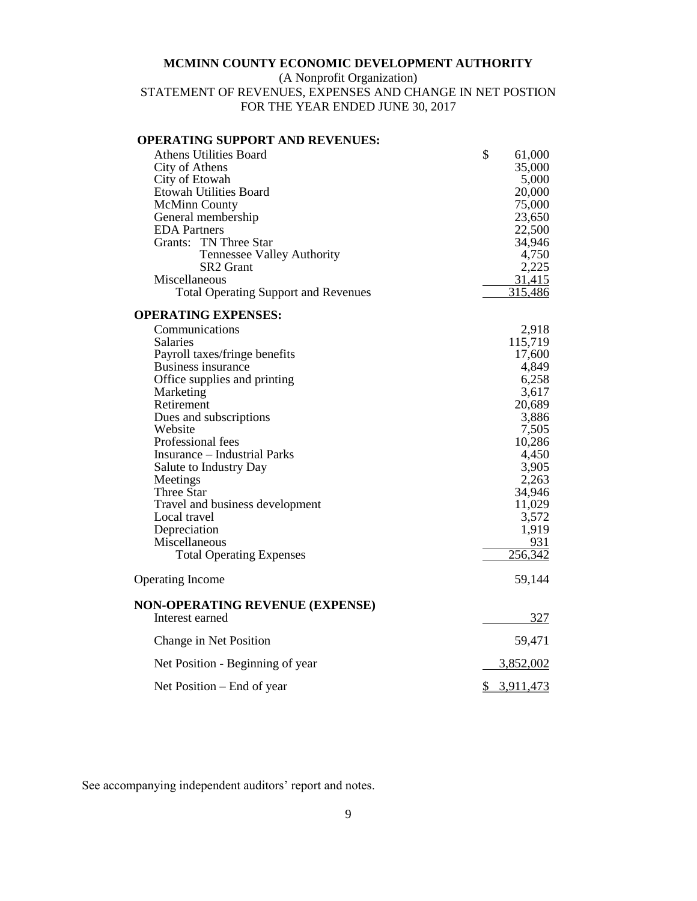**MCMINN COUNTY ECONOMIC DEVELOPMENT AUTHORITY**

(A Nonprofit Organization)

STATEMENT OF REVENUES, EXPENSES AND CHANGE IN NET POSTION

FOR THE YEAR ENDED JUNE 30, 2017

| | |
|---|---|
| **OPERATING SUPPORT AND REVENUES:** | |
| Athens Utilities Board | $ 61,000 |
| City of Athens | 35,000 |
| City of Etowah | 5,000 |
| Etowah Utilities Board | 20,000 |
| McMinn County | 75,000 |
| General membership | 23,650 |
| EDA Partners | 22,500 |
| Grants: TN Three Star | 34,946 |
| Tennessee Valley Authority | 4,750 |
| SR2 Grant | 2,225 |
| Miscellaneous | 31,415 |
| Total Operating Support and Revenues | 315,486 |
| **OPERATING EXPENSES:** | |
| Communications | 2,918 |
| Salaries | 115,719 |
| Payroll taxes/fringe benefits | 17,600 |
| Business insurance | 4,849 |
| Office supplies and printing | 6,258 |
| Marketing | 3,617 |
| Retirement | 20,689 |
| Dues and subscriptions | 3,886 |
| Website | 7,505 |
| Professional fees | 10,286 |
| Insurance – Industrial Parks | 4,450 |
| Salute to Industry Day | 3,905 |
| Meetings | 2,263 |
| Three Star | 34,946 |
| Travel and business development | 11,029 |
| Local travel | 3,572 |
| Depreciation | 1,919 |
| Miscellaneous | 931 |
| Total Operating Expenses | 256,342 |
| Operating Income | 59,144 |
| **NON-OPERATING REVENUE (EXPENSE)** | |
| Interest earned | 327 |
| Change in Net Position | 59,471 |
| Net Position - Beginning of year | 3,852,002 |
| Net Position – End of year | $ 3,911,473 |

See accompanying independent auditors' report and notes.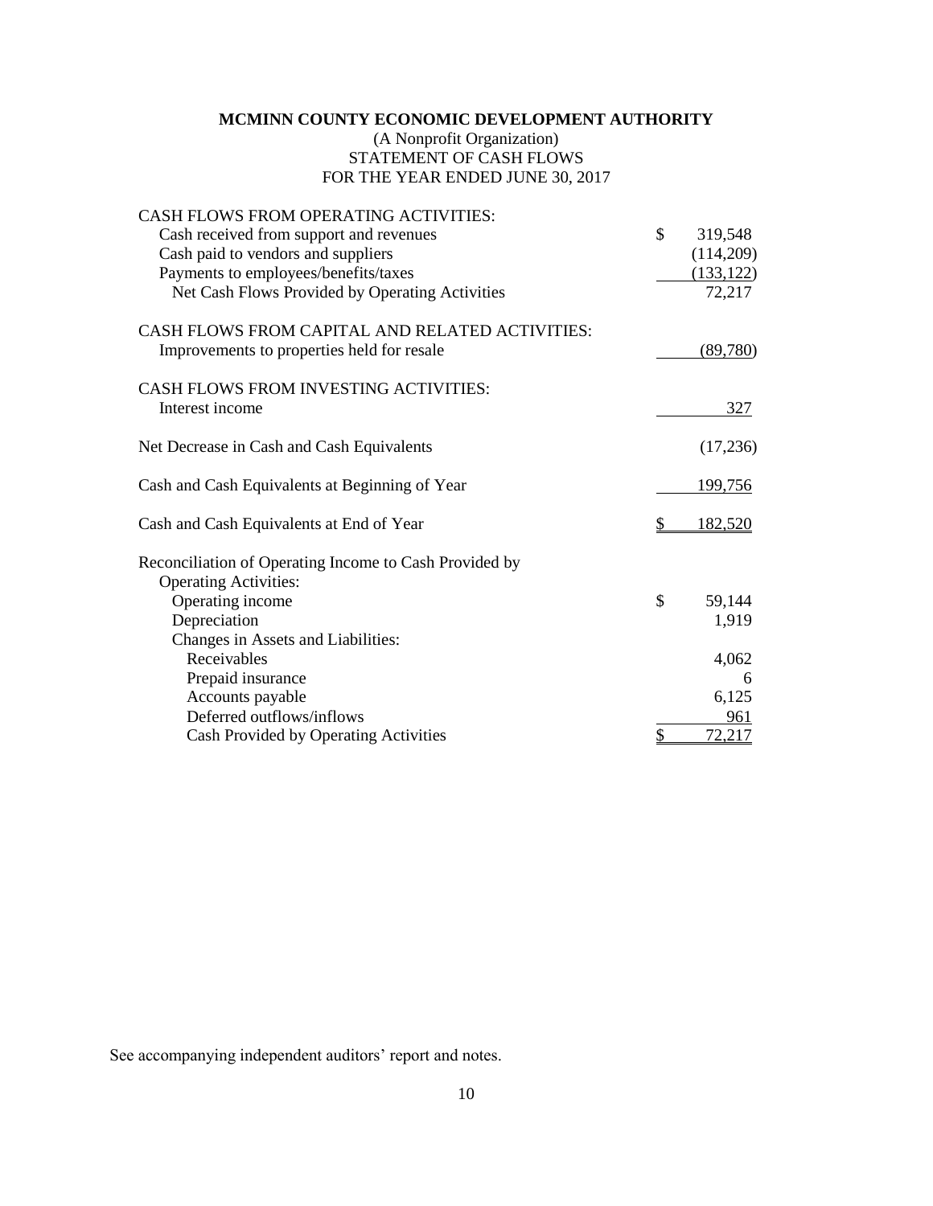**MCMINN COUNTY ECONOMIC DEVELOPMENT AUTHORITY**
(A Nonprofit Organization)
STATEMENT OF CASH FLOWS
FOR THE YEAR ENDED JUNE 30, 2017

| | |
|---|---|
| CASH FLOWS FROM OPERATING ACTIVITIES: | |
| Cash received from support and revenues | $ 319,548 |
| Cash paid to vendors and suppliers | (114,209) |
| Payments to employees/benefits/taxes | (133,122) |
| Net Cash Flows Provided by Operating Activities | 72,217 |
| | |
| CASH FLOWS FROM CAPITAL AND RELATED ACTIVITIES: | |
| Improvements to properties held for resale | (89,780) |
| | |
| CASH FLOWS FROM INVESTING ACTIVITIES: | |
| Interest income | 327 |
| | |
| Net Decrease in Cash and Cash Equivalents | (17,236) |
| | |
| Cash and Cash Equivalents at Beginning of Year | 199,756 |
| | |
| Cash and Cash Equivalents at End of Year | $ 182,520 |
| | |
| Reconciliation of Operating Income to Cash Provided by Operating Activities: | |
| Operating income | $ 59,144 |
| Depreciation | 1,919 |
| Changes in Assets and Liabilities: | |
| Receivables | 4,062 |
| Prepaid insurance | 6 |
| Accounts payable | 6,125 |
| Deferred outflows/inflows | 961 |
| Cash Provided by Operating Activities | $ 72,217 |

See accompanying independent auditors' report and notes.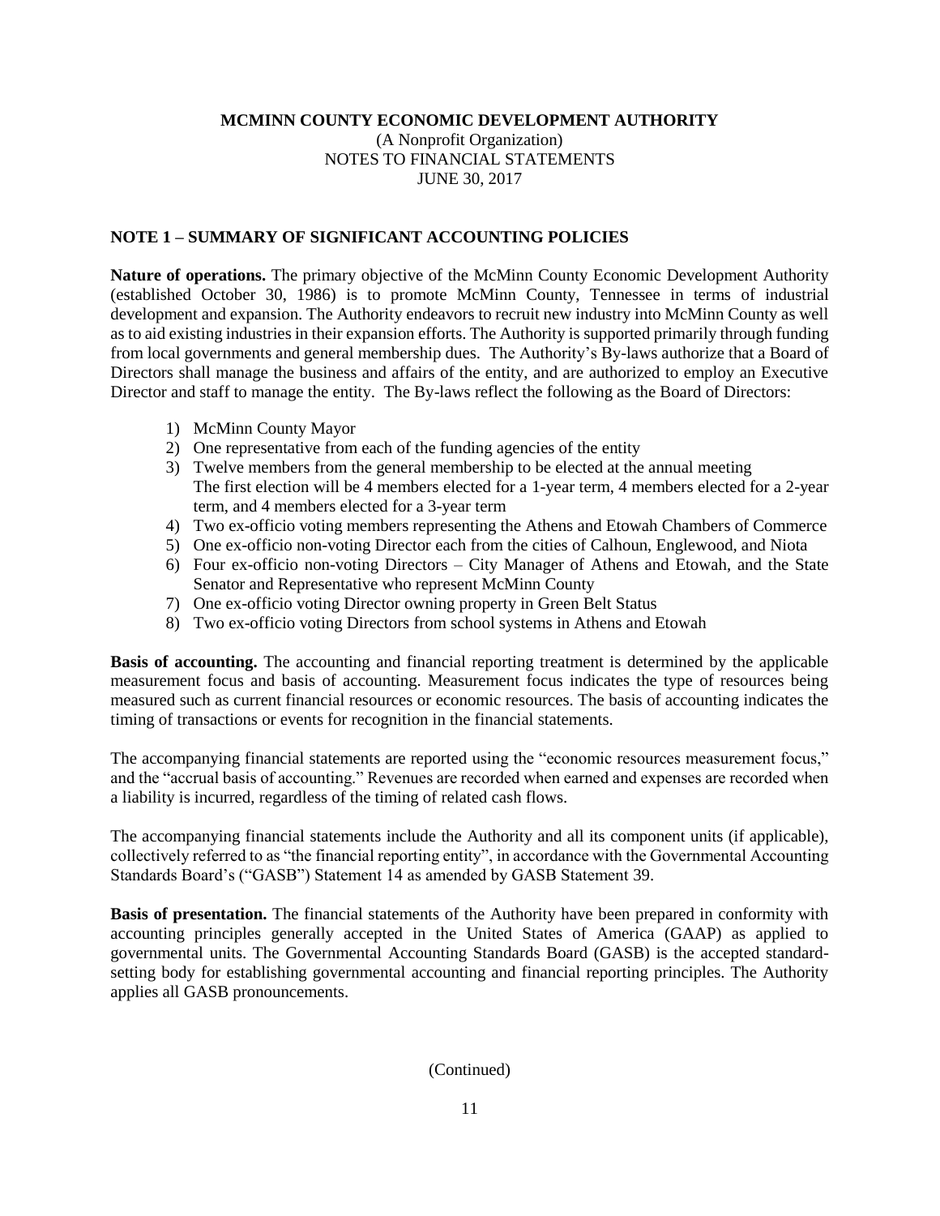**MCMINN COUNTY ECONOMIC DEVELOPMENT AUTHORITY**
(A Nonprofit Organization)
NOTES TO FINANCIAL STATEMENTS
JUNE 30, 2017

**NOTE 1 – SUMMARY OF SIGNIFICANT ACCOUNTING POLICIES**

**Nature of operations.** The primary objective of the McMinn County Economic Development Authority (established October 30, 1986) is to promote McMinn County, Tennessee in terms of industrial development and expansion. The Authority endeavors to recruit new industry into McMinn County as well as to aid existing industries in their expansion efforts. The Authority is supported primarily through funding from local governments and general membership dues. The Authority's By-laws authorize that a Board of Directors shall manage the business and affairs of the entity, and are authorized to employ an Executive Director and staff to manage the entity. The By-laws reflect the following as the Board of Directors:

1) McMinn County Mayor
2) One representative from each of the funding agencies of the entity
3) Twelve members from the general membership to be elected at the annual meeting
   The first election will be 4 members elected for a 1-year term, 4 members elected for a 2-year term, and 4 members elected for a 3-year term
4) Two ex-officio voting members representing the Athens and Etowah Chambers of Commerce
5) One ex-officio non-voting Director each from the cities of Calhoun, Englewood, and Niota
6) Four ex-officio non-voting Directors – City Manager of Athens and Etowah, and the State Senator and Representative who represent McMinn County
7) One ex-officio voting Director owning property in Green Belt Status
8) Two ex-officio voting Directors from school systems in Athens and Etowah

**Basis of accounting.** The accounting and financial reporting treatment is determined by the applicable measurement focus and basis of accounting. Measurement focus indicates the type of resources being measured such as current financial resources or economic resources. The basis of accounting indicates the timing of transactions or events for recognition in the financial statements.

The accompanying financial statements are reported using the "economic resources measurement focus," and the "accrual basis of accounting." Revenues are recorded when earned and expenses are recorded when a liability is incurred, regardless of the timing of related cash flows.

The accompanying financial statements include the Authority and all its component units (if applicable), collectively referred to as "the financial reporting entity", in accordance with the Governmental Accounting Standards Board's ("GASB") Statement 14 as amended by GASB Statement 39.

**Basis of presentation.** The financial statements of the Authority have been prepared in conformity with accounting principles generally accepted in the United States of America (GAAP) as applied to governmental units. The Governmental Accounting Standards Board (GASB) is the accepted standard-setting body for establishing governmental accounting and financial reporting principles. The Authority applies all GASB pronouncements.

(Continued)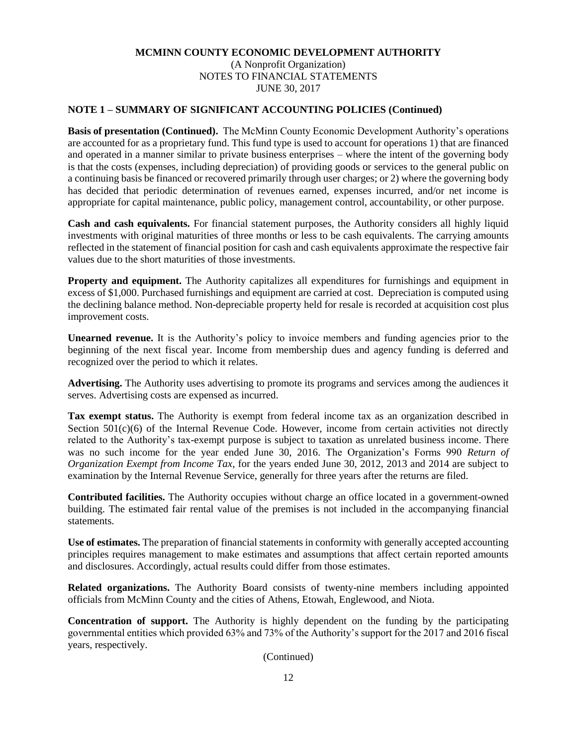**MCMINN COUNTY ECONOMIC DEVELOPMENT AUTHORITY**
(A Nonprofit Organization)
NOTES TO FINANCIAL STATEMENTS
JUNE 30, 2017

## NOTE 1 – SUMMARY OF SIGNIFICANT ACCOUNTING POLICIES (Continued)

**Basis of presentation (Continued).** The McMinn County Economic Development Authority's operations are accounted for as a proprietary fund. This fund type is used to account for operations 1) that are financed and operated in a manner similar to private business enterprises – where the intent of the governing body is that the costs (expenses, including depreciation) of providing goods or services to the general public on a continuing basis be financed or recovered primarily through user charges; or 2) where the governing body has decided that periodic determination of revenues earned, expenses incurred, and/or net income is appropriate for capital maintenance, public policy, management control, accountability, or other purpose.

**Cash and cash equivalents.** For financial statement purposes, the Authority considers all highly liquid investments with original maturities of three months or less to be cash equivalents. The carrying amounts reflected in the statement of financial position for cash and cash equivalents approximate the respective fair values due to the short maturities of those investments.

**Property and equipment.** The Authority capitalizes all expenditures for furnishings and equipment in excess of $1,000. Purchased furnishings and equipment are carried at cost. Depreciation is computed using the declining balance method. Non-depreciable property held for resale is recorded at acquisition cost plus improvement costs.

**Unearned revenue.** It is the Authority's policy to invoice members and funding agencies prior to the beginning of the next fiscal year. Income from membership dues and agency funding is deferred and recognized over the period to which it relates.

**Advertising.** The Authority uses advertising to promote its programs and services among the audiences it serves. Advertising costs are expensed as incurred.

**Tax exempt status.** The Authority is exempt from federal income tax as an organization described in Section 501(c)(6) of the Internal Revenue Code. However, income from certain activities not directly related to the Authority's tax-exempt purpose is subject to taxation as unrelated business income. There was no such income for the year ended June 30, 2016. The Organization's Forms 990 *Return of Organization Exempt from Income Tax*, for the years ended June 30, 2012, 2013 and 2014 are subject to examination by the Internal Revenue Service, generally for three years after the returns are filed.

**Contributed facilities.** The Authority occupies without charge an office located in a government-owned building. The estimated fair rental value of the premises is not included in the accompanying financial statements.

**Use of estimates.** The preparation of financial statements in conformity with generally accepted accounting principles requires management to make estimates and assumptions that affect certain reported amounts and disclosures. Accordingly, actual results could differ from those estimates.

**Related organizations.** The Authority Board consists of twenty-nine members including appointed officials from McMinn County and the cities of Athens, Etowah, Englewood, and Niota.

**Concentration of support.** The Authority is highly dependent on the funding by the participating governmental entities which provided 63% and 73% of the Authority's support for the 2017 and 2016 fiscal years, respectively.

(Continued)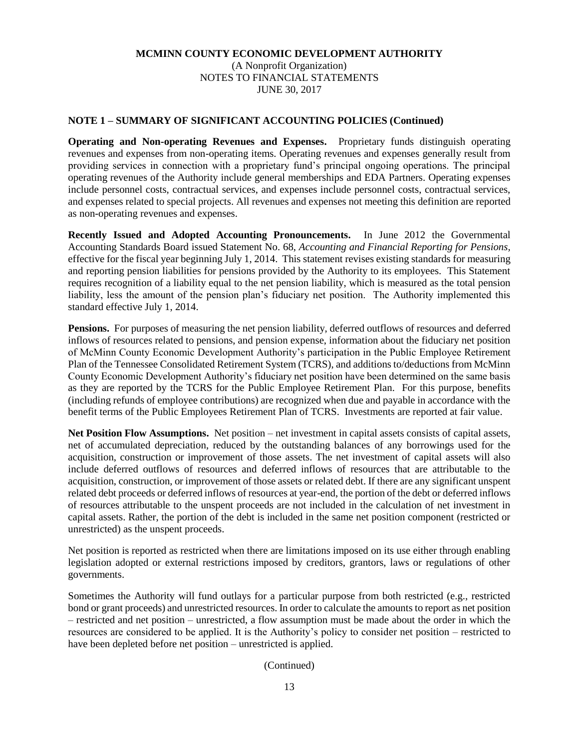**MCMINN COUNTY ECONOMIC DEVELOPMENT AUTHORITY**
(A Nonprofit Organization)
NOTES TO FINANCIAL STATEMENTS
JUNE 30, 2017

**NOTE 1 – SUMMARY OF SIGNIFICANT ACCOUNTING POLICIES (Continued)**

**Operating and Non-operating Revenues and Expenses.** Proprietary funds distinguish operating revenues and expenses from non-operating items. Operating revenues and expenses generally result from providing services in connection with a proprietary fund's principal ongoing operations. The principal operating revenues of the Authority include general memberships and EDA Partners. Operating expenses include personnel costs, contractual services, and expenses include personnel costs, contractual services, and expenses related to special projects. All revenues and expenses not meeting this definition are reported as non-operating revenues and expenses.

**Recently Issued and Adopted Accounting Pronouncements.** In June 2012 the Governmental Accounting Standards Board issued Statement No. 68, *Accounting and Financial Reporting for Pensions*, effective for the fiscal year beginning July 1, 2014. This statement revises existing standards for measuring and reporting pension liabilities for pensions provided by the Authority to its employees. This Statement requires recognition of a liability equal to the net pension liability, which is measured as the total pension liability, less the amount of the pension plan's fiduciary net position. The Authority implemented this standard effective July 1, 2014.

**Pensions.** For purposes of measuring the net pension liability, deferred outflows of resources and deferred inflows of resources related to pensions, and pension expense, information about the fiduciary net position of McMinn County Economic Development Authority's participation in the Public Employee Retirement Plan of the Tennessee Consolidated Retirement System (TCRS), and additions to/deductions from McMinn County Economic Development Authority's fiduciary net position have been determined on the same basis as they are reported by the TCRS for the Public Employee Retirement Plan. For this purpose, benefits (including refunds of employee contributions) are recognized when due and payable in accordance with the benefit terms of the Public Employees Retirement Plan of TCRS. Investments are reported at fair value.

**Net Position Flow Assumptions.** Net position – net investment in capital assets consists of capital assets, net of accumulated depreciation, reduced by the outstanding balances of any borrowings used for the acquisition, construction or improvement of those assets. The net investment of capital assets will also include deferred outflows of resources and deferred inflows of resources that are attributable to the acquisition, construction, or improvement of those assets or related debt. If there are any significant unspent related debt proceeds or deferred inflows of resources at year-end, the portion of the debt or deferred inflows of resources attributable to the unspent proceeds are not included in the calculation of net investment in capital assets. Rather, the portion of the debt is included in the same net position component (restricted or unrestricted) as the unspent proceeds.

Net position is reported as restricted when there are limitations imposed on its use either through enabling legislation adopted or external restrictions imposed by creditors, grantors, laws or regulations of other governments.

Sometimes the Authority will fund outlays for a particular purpose from both restricted (e.g., restricted bond or grant proceeds) and unrestricted resources. In order to calculate the amounts to report as net position – restricted and net position – unrestricted, a flow assumption must be made about the order in which the resources are considered to be applied. It is the Authority's policy to consider net position – restricted to have been depleted before net position – unrestricted is applied.

(Continued)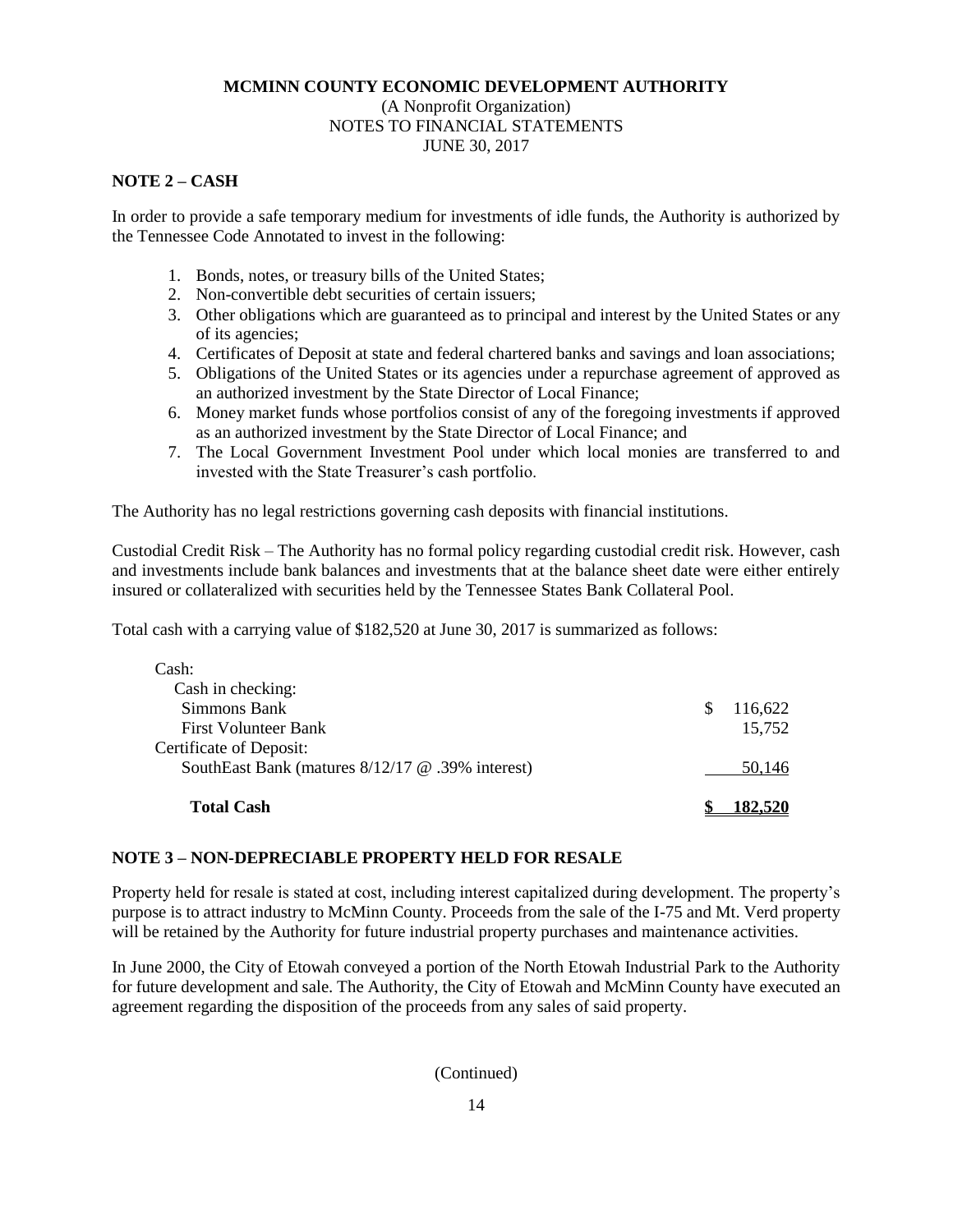**MCMINN COUNTY ECONOMIC DEVELOPMENT AUTHORITY**
(A Nonprofit Organization)
NOTES TO FINANCIAL STATEMENTS
JUNE 30, 2017

## NOTE 2 – CASH

In order to provide a safe temporary medium for investments of idle funds, the Authority is authorized by the Tennessee Code Annotated to invest in the following:

1. Bonds, notes, or treasury bills of the United States;
2. Non-convertible debt securities of certain issuers;
3. Other obligations which are guaranteed as to principal and interest by the United States or any of its agencies;
4. Certificates of Deposit at state and federal chartered banks and savings and loan associations;
5. Obligations of the United States or its agencies under a repurchase agreement of approved as an authorized investment by the State Director of Local Finance;
6. Money market funds whose portfolios consist of any of the foregoing investments if approved as an authorized investment by the State Director of Local Finance; and
7. The Local Government Investment Pool under which local monies are transferred to and invested with the State Treasurer's cash portfolio.

The Authority has no legal restrictions governing cash deposits with financial institutions.

Custodial Credit Risk – The Authority has no formal policy regarding custodial credit risk. However, cash and investments include bank balances and investments that at the balance sheet date were either entirely insured or collateralized with securities held by the Tennessee States Bank Collateral Pool.

Total cash with a carrying value of $182,520 at June 30, 2017 is summarized as follows:

| | |
|---|---|
| Cash: | |
| Cash in checking: | |
| Simmons Bank | $ 116,622 |
| First Volunteer Bank | 15,752 |
| Certificate of Deposit: | |
| SouthEast Bank (matures 8/12/17 @ .39% interest) | 50,146 |
| **Total Cash** | **$ 182,520** |

## NOTE 3 – NON-DEPRECIABLE PROPERTY HELD FOR RESALE

Property held for resale is stated at cost, including interest capitalized during development. The property's purpose is to attract industry to McMinn County. Proceeds from the sale of the I-75 and Mt. Verd property will be retained by the Authority for future industrial property purchases and maintenance activities.

In June 2000, the City of Etowah conveyed a portion of the North Etowah Industrial Park to the Authority for future development and sale. The Authority, the City of Etowah and McMinn County have executed an agreement regarding the disposition of the proceeds from any sales of said property.

(Continued)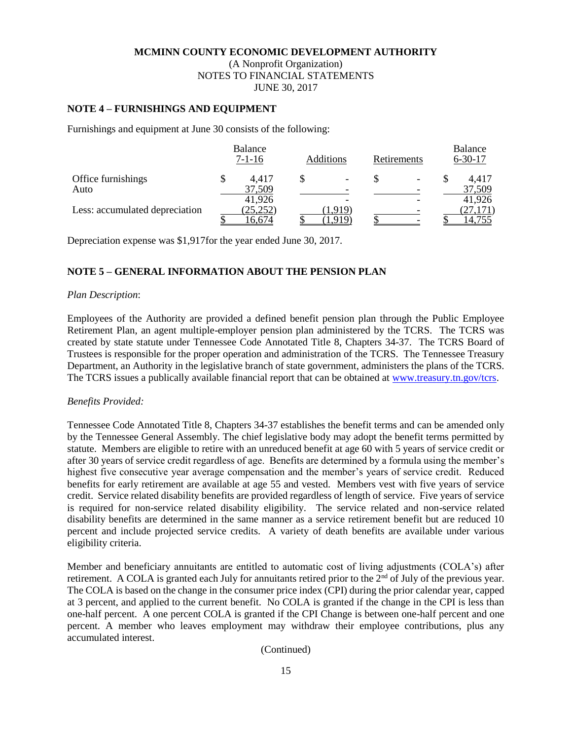**MCMINN COUNTY ECONOMIC DEVELOPMENT AUTHORITY**
(A Nonprofit Organization)
NOTES TO FINANCIAL STATEMENTS
JUNE 30, 2017

## NOTE 4 – FURNISHINGS AND EQUIPMENT

Furnishings and equipment at June 30 consists of the following:

| | Balance 7-1-16 | Additions | Retirements | Balance 6-30-17 |
|---|---|---|---|---|
| Office furnishings | $ 4,417 | $ - | $ - | $ 4,417 |
| Auto | 37,509 | - | - | 37,509 |
| | 41,926 | - | - | 41,926 |
| Less: accumulated depreciation | (25,252) | (1,919) | - | (27,171) |
| | $ 16,674 | $ (1,919) | $ - | $ 14,755 |

Depreciation expense was $1,917for the year ended June 30, 2017.

## NOTE 5 – GENERAL INFORMATION ABOUT THE PENSION PLAN

*Plan Description*:

Employees of the Authority are provided a defined benefit pension plan through the Public Employee Retirement Plan, an agent multiple-employer pension plan administered by the TCRS. The TCRS was created by state statute under Tennessee Code Annotated Title 8, Chapters 34-37. The TCRS Board of Trustees is responsible for the proper operation and administration of the TCRS. The Tennessee Treasury Department, an Authority in the legislative branch of state government, administers the plans of the TCRS. The TCRS issues a publically available financial report that can be obtained at www.treasury.tn.gov/tcrs.

*Benefits Provided:*

Tennessee Code Annotated Title 8, Chapters 34-37 establishes the benefit terms and can be amended only by the Tennessee General Assembly. The chief legislative body may adopt the benefit terms permitted by statute. Members are eligible to retire with an unreduced benefit at age 60 with 5 years of service credit or after 30 years of service credit regardless of age. Benefits are determined by a formula using the member's highest five consecutive year average compensation and the member's years of service credit. Reduced benefits for early retirement are available at age 55 and vested. Members vest with five years of service credit. Service related disability benefits are provided regardless of length of service. Five years of service is required for non-service related disability eligibility. The service related and non-service related disability benefits are determined in the same manner as a service retirement benefit but are reduced 10 percent and include projected service credits. A variety of death benefits are available under various eligibility criteria.

Member and beneficiary annuitants are entitled to automatic cost of living adjustments (COLA's) after retirement. A COLA is granted each July for annuitants retired prior to the 2nd of July of the previous year. The COLA is based on the change in the consumer price index (CPI) during the prior calendar year, capped at 3 percent, and applied to the current benefit. No COLA is granted if the change in the CPI is less than one-half percent. A one percent COLA is granted if the CPI Change is between one-half percent and one percent. A member who leaves employment may withdraw their employee contributions, plus any accumulated interest.

(Continued)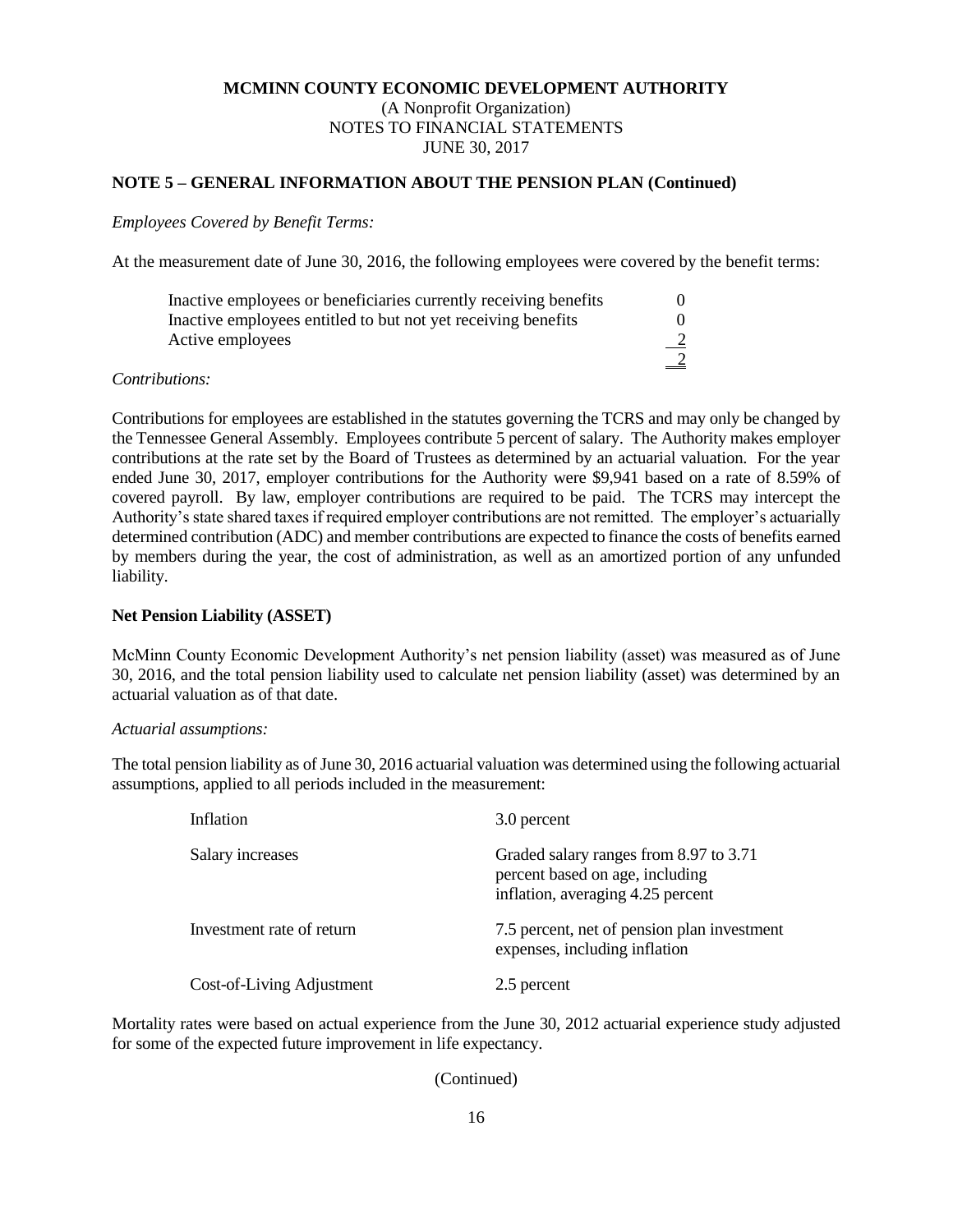**MCMINN COUNTY ECONOMIC DEVELOPMENT AUTHORITY**
(A Nonprofit Organization)
NOTES TO FINANCIAL STATEMENTS
JUNE 30, 2017

**NOTE 5 – GENERAL INFORMATION ABOUT THE PENSION PLAN (Continued)**

*Employees Covered by Benefit Terms:*

At the measurement date of June 30, 2016, the following employees were covered by the benefit terms:

| | |
|---|---|
| Inactive employees or beneficiaries currently receiving benefits | 0 |
| Inactive employees entitled to but not yet receiving benefits | 0 |
| Active employees | 2 |
| | 2 |

*Contributions:*

Contributions for employees are established in the statutes governing the TCRS and may only be changed by the Tennessee General Assembly. Employees contribute 5 percent of salary. The Authority makes employer contributions at the rate set by the Board of Trustees as determined by an actuarial valuation. For the year ended June 30, 2017, employer contributions for the Authority were $9,941 based on a rate of 8.59% of covered payroll. By law, employer contributions are required to be paid. The TCRS may intercept the Authority's state shared taxes if required employer contributions are not remitted. The employer's actuarially determined contribution (ADC) and member contributions are expected to finance the costs of benefits earned by members during the year, the cost of administration, as well as an amortized portion of any unfunded liability.

**Net Pension Liability (ASSET)**

McMinn County Economic Development Authority's net pension liability (asset) was measured as of June 30, 2016, and the total pension liability used to calculate net pension liability (asset) was determined by an actuarial valuation as of that date.

*Actuarial assumptions:*

The total pension liability as of June 30, 2016 actuarial valuation was determined using the following actuarial assumptions, applied to all periods included in the measurement:

| | |
|---|---|
| Inflation | 3.0 percent |
| Salary increases | Graded salary ranges from 8.97 to 3.71 percent based on age, including inflation, averaging 4.25 percent |
| Investment rate of return | 7.5 percent, net of pension plan investment expenses, including inflation |
| Cost-of-Living Adjustment | 2.5 percent |

Mortality rates were based on actual experience from the June 30, 2012 actuarial experience study adjusted for some of the expected future improvement in life expectancy.

(Continued)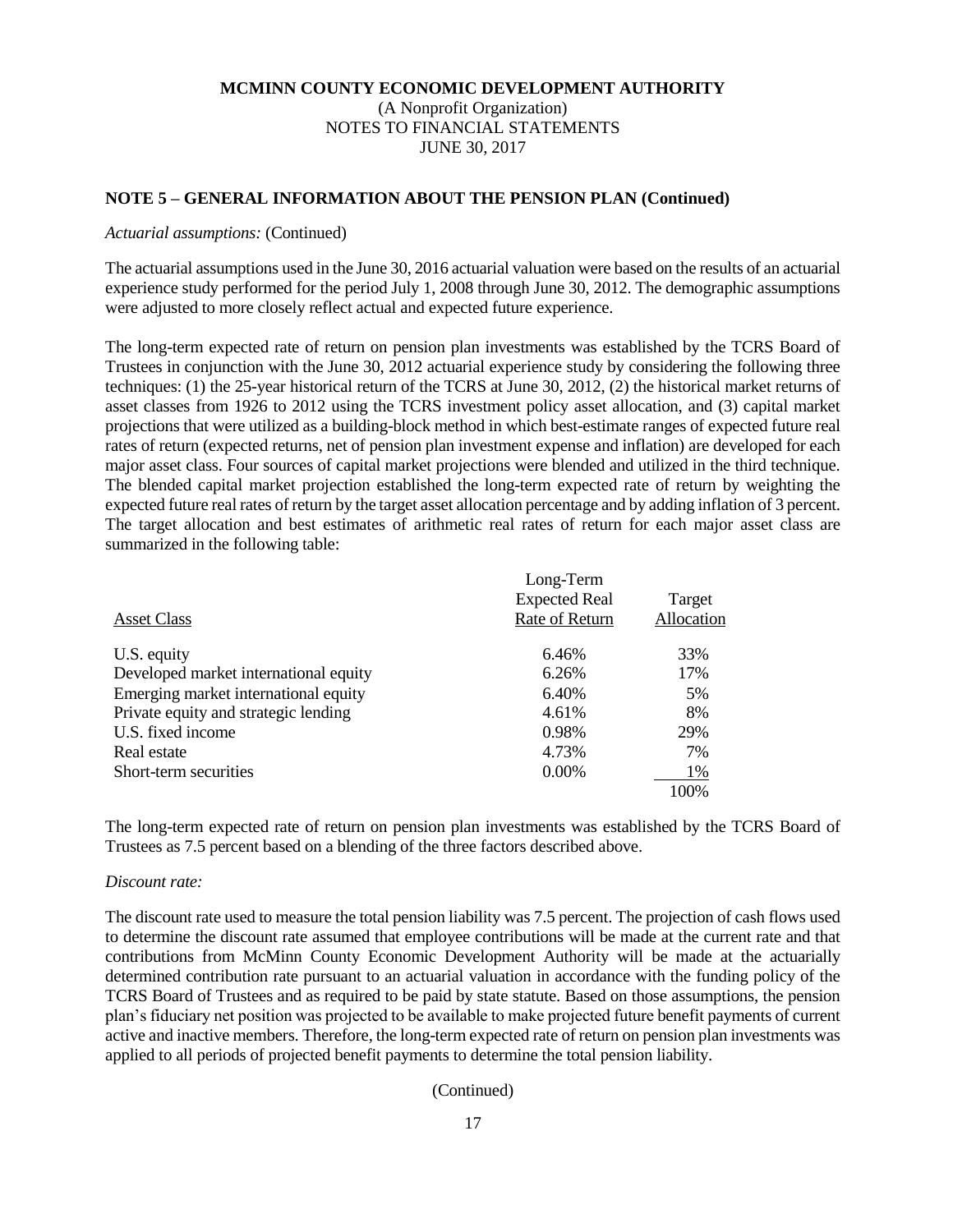**MCMINN COUNTY ECONOMIC DEVELOPMENT AUTHORITY**
(A Nonprofit Organization)
NOTES TO FINANCIAL STATEMENTS
JUNE 30, 2017

## NOTE 5 – GENERAL INFORMATION ABOUT THE PENSION PLAN (Continued)

*Actuarial assumptions:* (Continued)

The actuarial assumptions used in the June 30, 2016 actuarial valuation were based on the results of an actuarial experience study performed for the period July 1, 2008 through June 30, 2012. The demographic assumptions were adjusted to more closely reflect actual and expected future experience.

The long-term expected rate of return on pension plan investments was established by the TCRS Board of Trustees in conjunction with the June 30, 2012 actuarial experience study by considering the following three techniques: (1) the 25-year historical return of the TCRS at June 30, 2012, (2) the historical market returns of asset classes from 1926 to 2012 using the TCRS investment policy asset allocation, and (3) capital market projections that were utilized as a building-block method in which best-estimate ranges of expected future real rates of return (expected returns, net of pension plan investment expense and inflation) are developed for each major asset class. Four sources of capital market projections were blended and utilized in the third technique. The blended capital market projection established the long-term expected rate of return by weighting the expected future real rates of return by the target asset allocation percentage and by adding inflation of 3 percent. The target allocation and best estimates of arithmetic real rates of return for each major asset class are summarized in the following table:

| Asset Class | Long-Term Expected Real Rate of Return | Target Allocation |
|---|---|---|
| U.S. equity | 6.46% | 33% |
| Developed market international equity | 6.26% | 17% |
| Emerging market international equity | 6.40% | 5% |
| Private equity and strategic lending | 4.61% | 8% |
| U.S. fixed income | 0.98% | 29% |
| Real estate | 4.73% | 7% |
| Short-term securities | 0.00% | 1% |
| | | 100% |

The long-term expected rate of return on pension plan investments was established by the TCRS Board of Trustees as 7.5 percent based on a blending of the three factors described above.

*Discount rate:*

The discount rate used to measure the total pension liability was 7.5 percent. The projection of cash flows used to determine the discount rate assumed that employee contributions will be made at the current rate and that contributions from McMinn County Economic Development Authority will be made at the actuarially determined contribution rate pursuant to an actuarial valuation in accordance with the funding policy of the TCRS Board of Trustees and as required to be paid by state statute. Based on those assumptions, the pension plan's fiduciary net position was projected to be available to make projected future benefit payments of current active and inactive members. Therefore, the long-term expected rate of return on pension plan investments was applied to all periods of projected benefit payments to determine the total pension liability.

(Continued)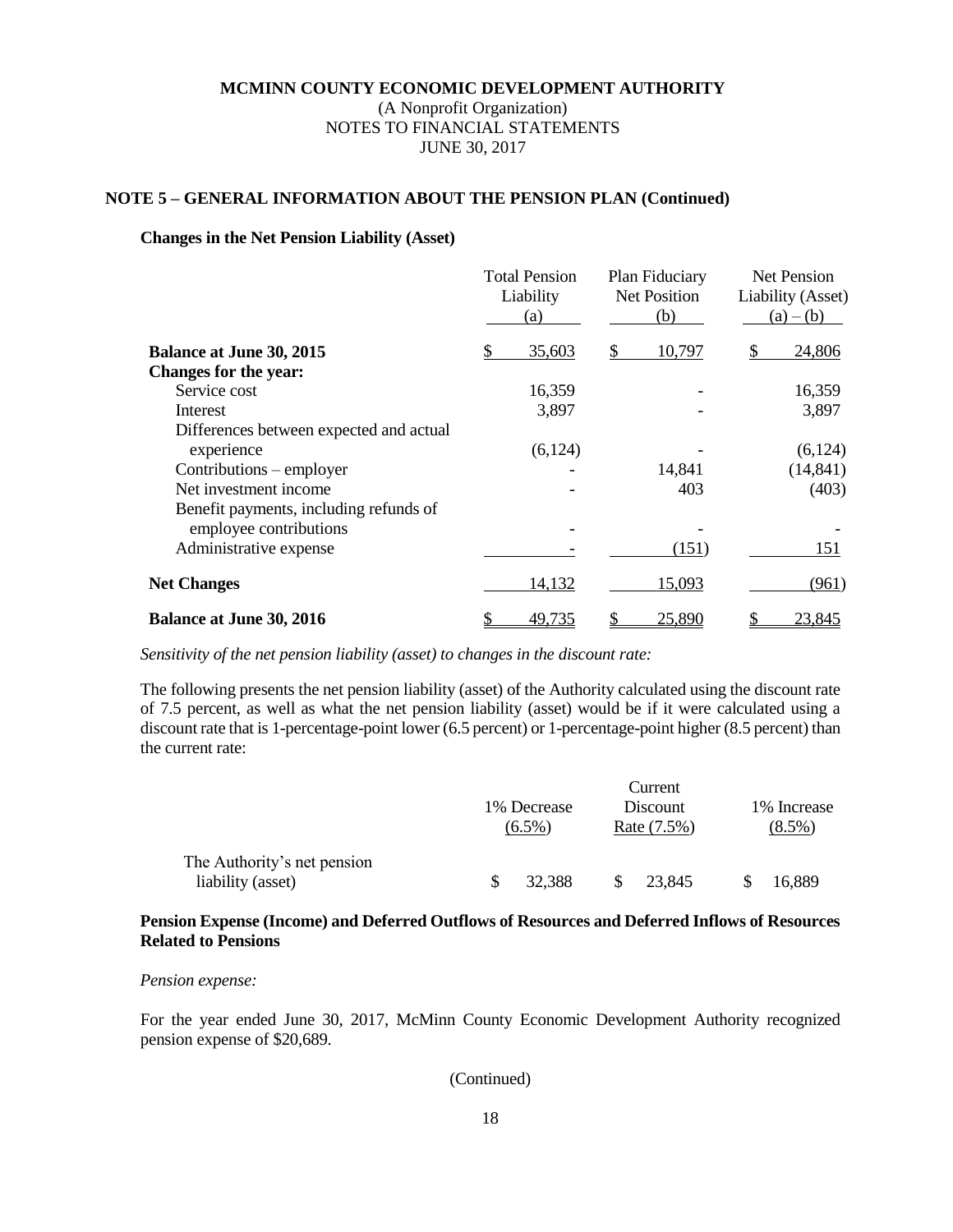**MCMINN COUNTY ECONOMIC DEVELOPMENT AUTHORITY**
(A Nonprofit Organization)
NOTES TO FINANCIAL STATEMENTS
JUNE 30, 2017

**NOTE 5 – GENERAL INFORMATION ABOUT THE PENSION PLAN (Continued)**

**Changes in the Net Pension Liability (Asset)**

| | Total Pension Liability (a) | Plan Fiduciary Net Position (b) | Net Pension Liability (Asset) (a) – (b) |
|---|---|---|---|
| **Balance at June 30, 2015** | $ 35,603 | $ 10,797 | $ 24,806 |
| **Changes for the year:** | | | |
| Service cost | 16,359 | - | 16,359 |
| Interest | 3,897 | - | 3,897 |
| Differences between expected and actual experience | (6,124) | - | (6,124) |
| Contributions – employer | - | 14,841 | (14,841) |
| Net investment income | - | 403 | (403) |
| Benefit payments, including refunds of employee contributions | - | - | - |
| Administrative expense | - | (151) | 151 |
| **Net Changes** | 14,132 | 15,093 | (961) |
| **Balance at June 30, 2016** | $ 49,735 | $ 25,890 | $ 23,845 |

*Sensitivity of the net pension liability (asset) to changes in the discount rate:*

The following presents the net pension liability (asset) of the Authority calculated using the discount rate of 7.5 percent, as well as what the net pension liability (asset) would be if it were calculated using a discount rate that is 1-percentage-point lower (6.5 percent) or 1-percentage-point higher (8.5 percent) than the current rate:

| | 1% Decrease (6.5%) | Current Discount Rate (7.5%) | 1% Increase (8.5%) |
|---|---|---|---|
| The Authority's net pension liability (asset) | $ 32,388 | $ 23,845 | $ 16,889 |

**Pension Expense (Income) and Deferred Outflows of Resources and Deferred Inflows of Resources Related to Pensions**

*Pension expense:*

For the year ended June 30, 2017, McMinn County Economic Development Authority recognized pension expense of $20,689.

(Continued)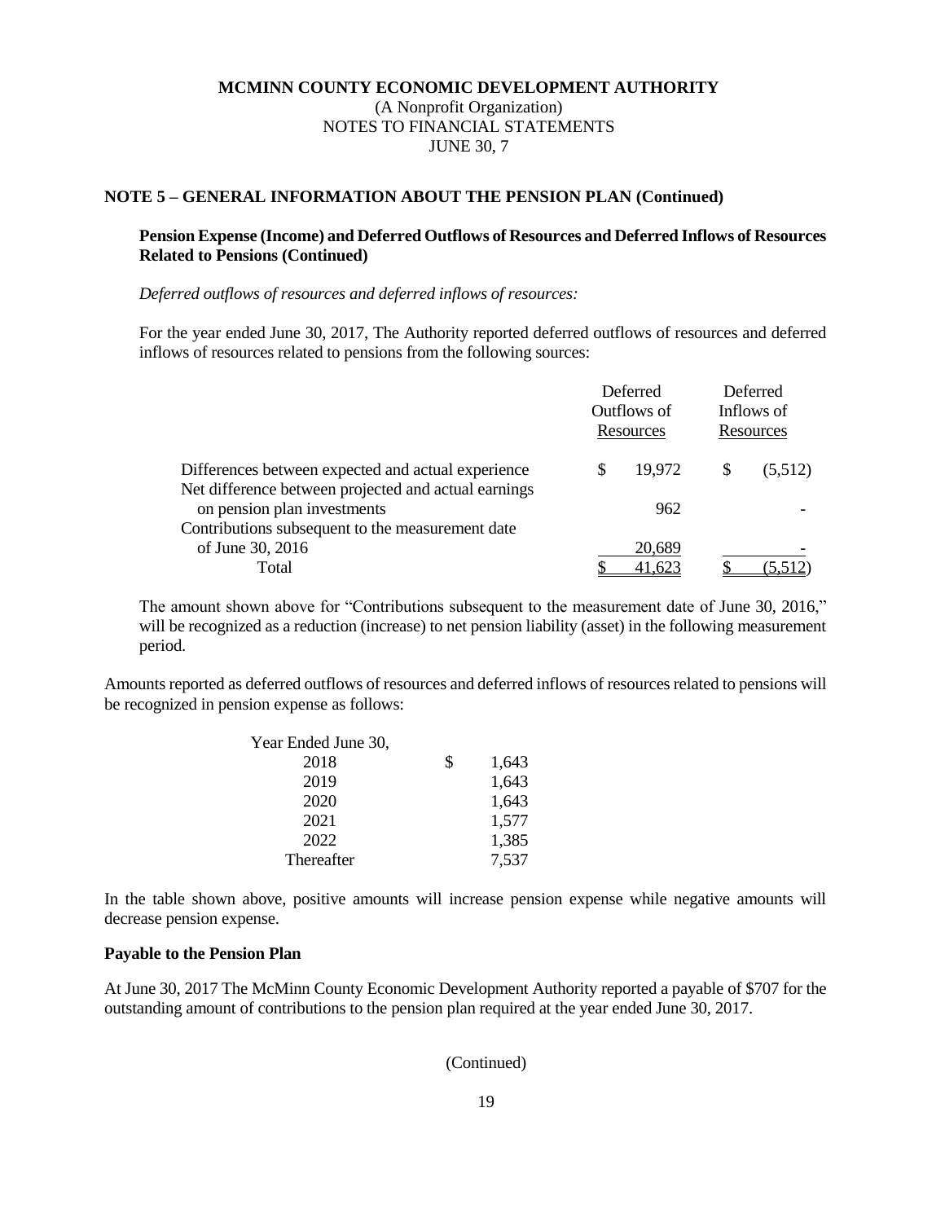**MCMINN COUNTY ECONOMIC DEVELOPMENT AUTHORITY**
(A Nonprofit Organization)
NOTES TO FINANCIAL STATEMENTS
JUNE 30, 7

**NOTE 5 – GENERAL INFORMATION ABOUT THE PENSION PLAN (Continued)**

**Pension Expense (Income) and Deferred Outflows of Resources and Deferred Inflows of Resources Related to Pensions (Continued)**

*Deferred outflows of resources and deferred inflows of resources:*

For the year ended June 30, 2017, The Authority reported deferred outflows of resources and deferred inflows of resources related to pensions from the following sources:

| | Deferred Outflows of Resources | Deferred Inflows of Resources |
|---|---|---|
| Differences between expected and actual experience | $ 19,972 | $ (5,512) |
| Net difference between projected and actual earnings on pension plan investments | 962 | - |
| Contributions subsequent to the measurement date of June 30, 2016 | 20,689 | - |
| Total | $ 41,623 | $ (5,512) |

The amount shown above for "Contributions subsequent to the measurement date of June 30, 2016," will be recognized as a reduction (increase) to net pension liability (asset) in the following measurement period.

Amounts reported as deferred outflows of resources and deferred inflows of resources related to pensions will be recognized in pension expense as follows:

| Year Ended June 30, | |
|---|---|
| 2018 | $ 1,643 |
| 2019 | 1,643 |
| 2020 | 1,643 |
| 2021 | 1,577 |
| 2022 | 1,385 |
| Thereafter | 7,537 |

In the table shown above, positive amounts will increase pension expense while negative amounts will decrease pension expense.

**Payable to the Pension Plan**

At June 30, 2017 The McMinn County Economic Development Authority reported a payable of $707 for the outstanding amount of contributions to the pension plan required at the year ended June 30, 2017.

(Continued)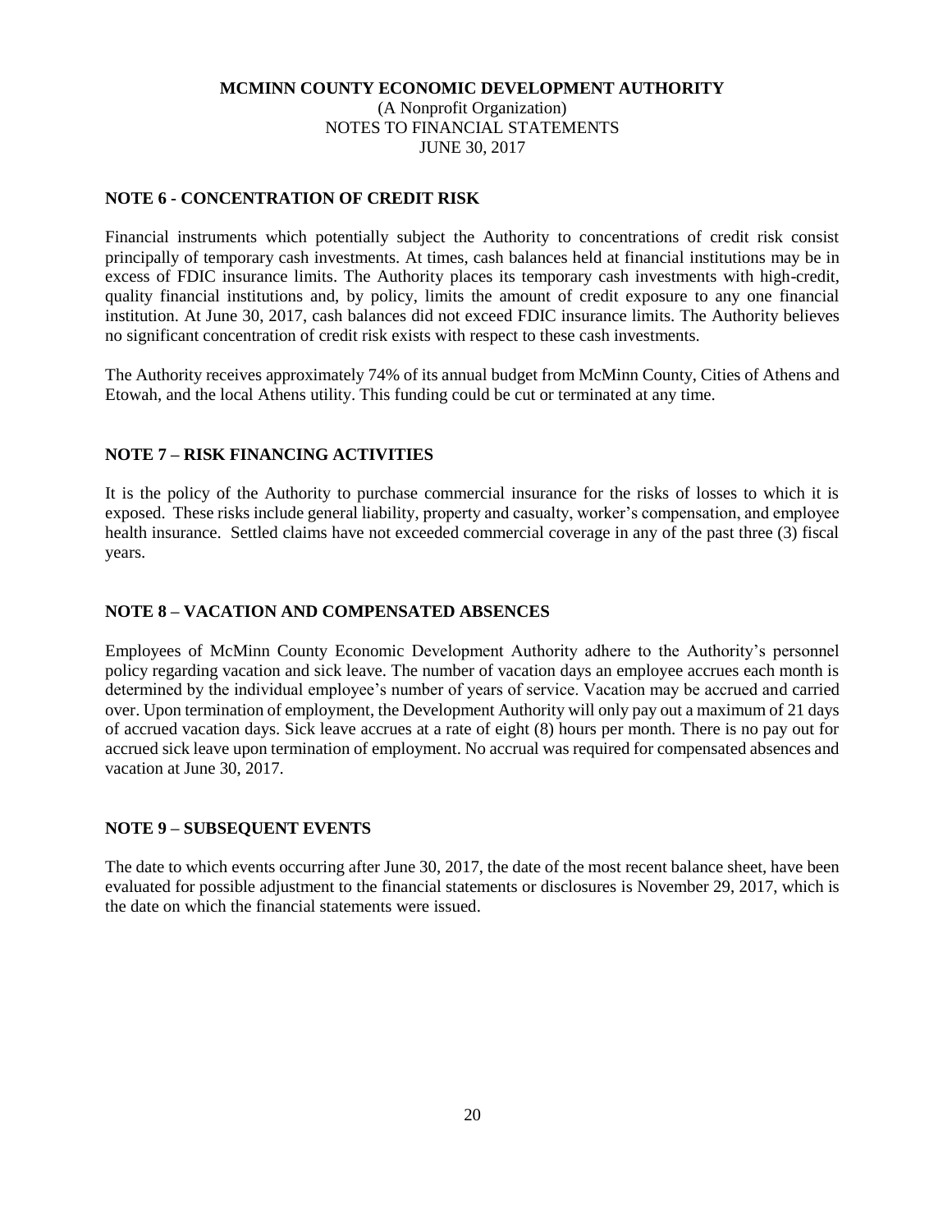# MCMINN COUNTY ECONOMIC DEVELOPMENT AUTHORITY

(A Nonprofit Organization)
NOTES TO FINANCIAL STATEMENTS
JUNE 30, 2017

## NOTE 6 - CONCENTRATION OF CREDIT RISK

Financial instruments which potentially subject the Authority to concentrations of credit risk consist principally of temporary cash investments. At times, cash balances held at financial institutions may be in excess of FDIC insurance limits. The Authority places its temporary cash investments with high-credit, quality financial institutions and, by policy, limits the amount of credit exposure to any one financial institution. At June 30, 2017, cash balances did not exceed FDIC insurance limits. The Authority believes no significant concentration of credit risk exists with respect to these cash investments.

The Authority receives approximately 74% of its annual budget from McMinn County, Cities of Athens and Etowah, and the local Athens utility. This funding could be cut or terminated at any time.

## NOTE 7 – RISK FINANCING ACTIVITIES

It is the policy of the Authority to purchase commercial insurance for the risks of losses to which it is exposed. These risks include general liability, property and casualty, worker's compensation, and employee health insurance. Settled claims have not exceeded commercial coverage in any of the past three (3) fiscal years.

## NOTE 8 – VACATION AND COMPENSATED ABSENCES

Employees of McMinn County Economic Development Authority adhere to the Authority's personnel policy regarding vacation and sick leave. The number of vacation days an employee accrues each month is determined by the individual employee's number of years of service. Vacation may be accrued and carried over. Upon termination of employment, the Development Authority will only pay out a maximum of 21 days of accrued vacation days. Sick leave accrues at a rate of eight (8) hours per month. There is no pay out for accrued sick leave upon termination of employment. No accrual was required for compensated absences and vacation at June 30, 2017.

## NOTE 9 – SUBSEQUENT EVENTS

The date to which events occurring after June 30, 2017, the date of the most recent balance sheet, have been evaluated for possible adjustment to the financial statements or disclosures is November 29, 2017, which is the date on which the financial statements were issued.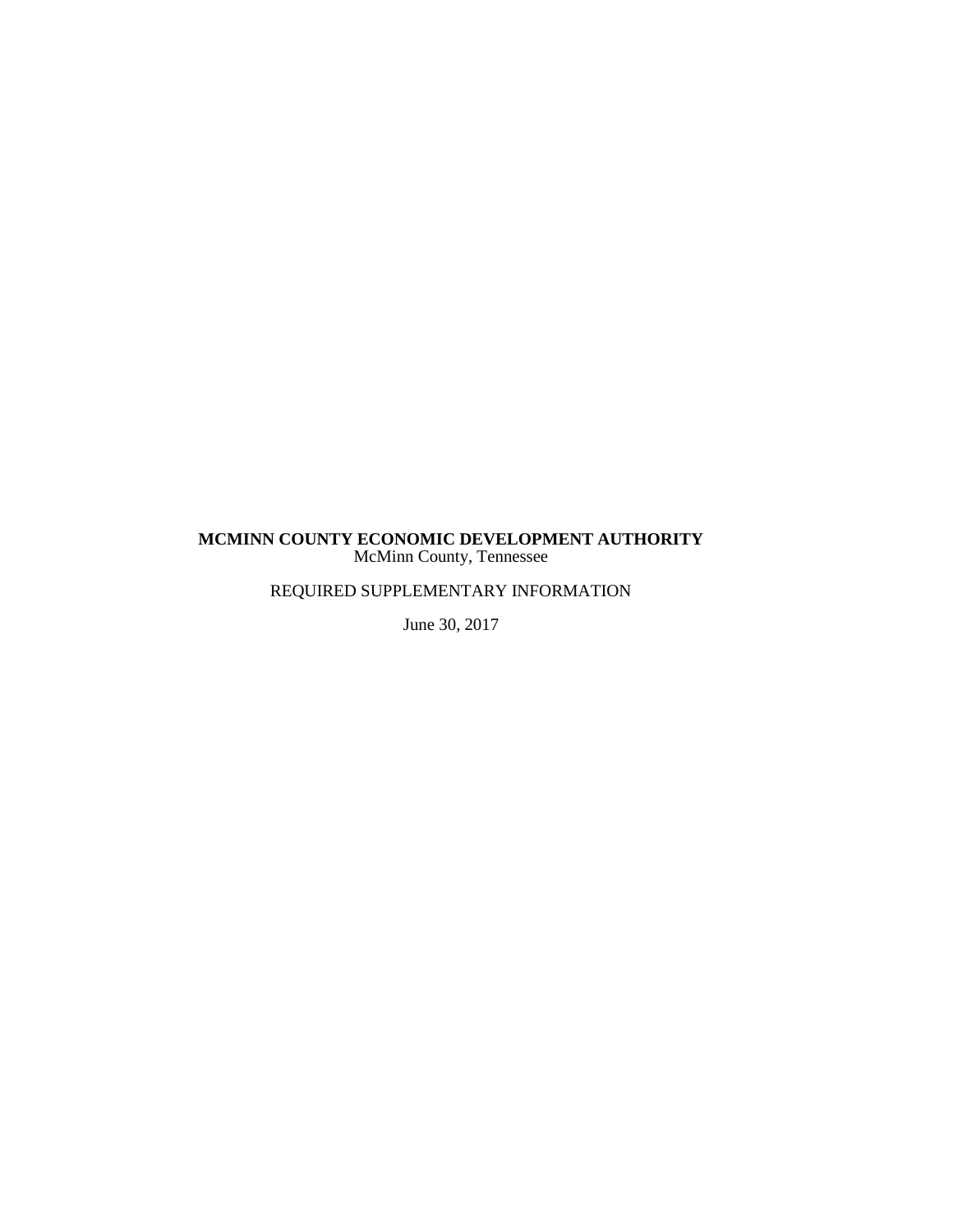**MCMINN COUNTY ECONOMIC DEVELOPMENT AUTHORITY**
McMinn County, Tennessee

REQUIRED SUPPLEMENTARY INFORMATION

June 30, 2017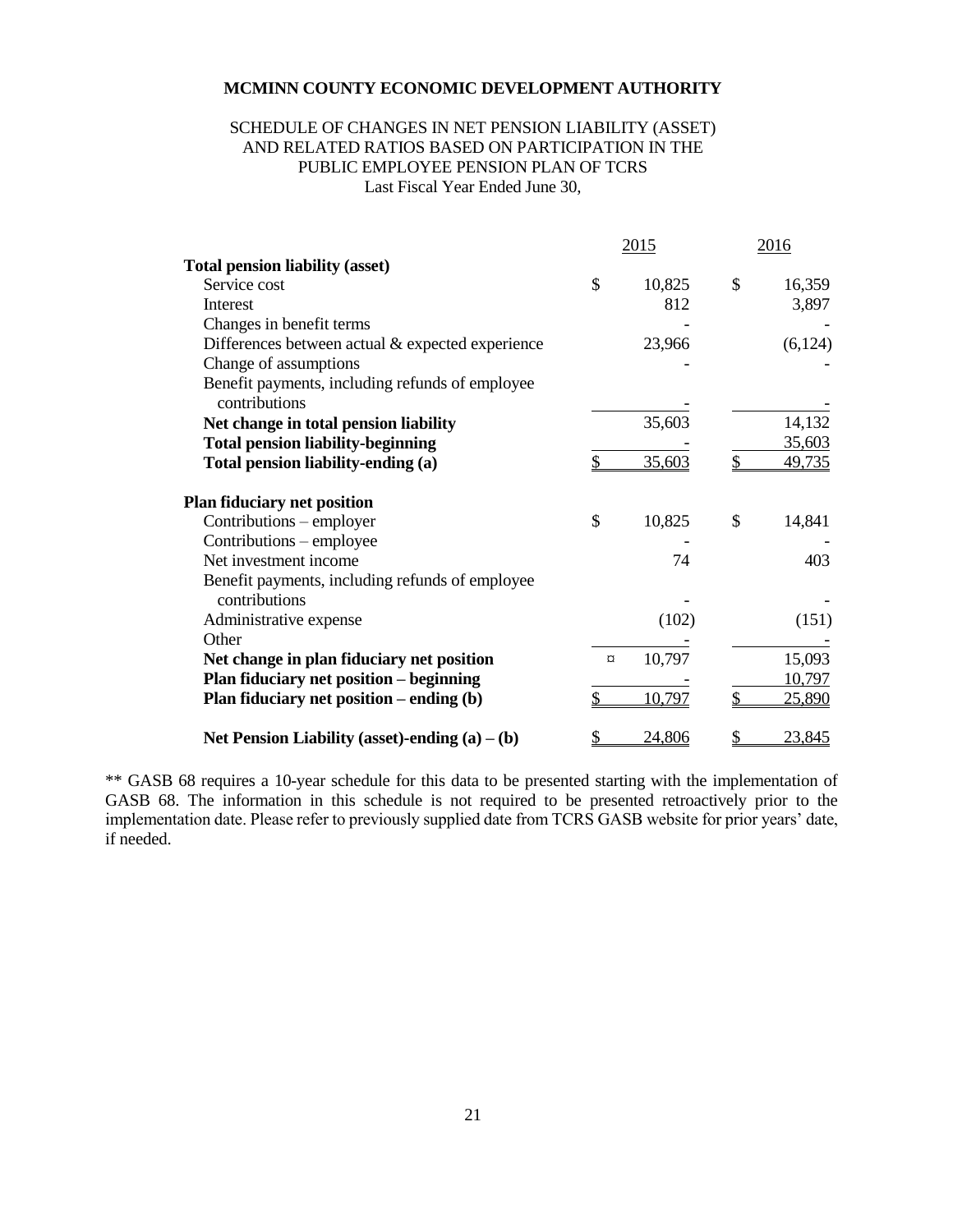**MCMINN COUNTY ECONOMIC DEVELOPMENT AUTHORITY**

SCHEDULE OF CHANGES IN NET PENSION LIABILITY (ASSET)
AND RELATED RATIOS BASED ON PARTICIPATION IN THE
PUBLIC EMPLOYEE PENSION PLAN OF TCRS
Last Fiscal Year Ended June 30,

| | 2015 | 2016 |
|---|---|---|
| **Total pension liability (asset)** | | |
| Service cost | $ 10,825 | $ 16,359 |
| Interest | 812 | 3,897 |
| Changes in benefit terms | - | - |
| Differences between actual & expected experience | 23,966 | (6,124) |
| Change of assumptions | - | - |
| Benefit payments, including refunds of employee contributions | - | - |
| **Net change in total pension liability** | 35,603 | 14,132 |
| **Total pension liability-beginning** | - | 35,603 |
| **Total pension liability-ending (a)** | $ 35,603 | $ 49,735 |
| **Plan fiduciary net position** | | |
| Contributions – employer | $ 10,825 | $ 14,841 |
| Contributions – employee | - | - |
| Net investment income | 74 | 403 |
| Benefit payments, including refunds of employee contributions | - | - |
| Administrative expense | (102) | (151) |
| Other | - | - |
| **Net change in plan fiduciary net position** | ¤ 10,797 | 15,093 |
| **Plan fiduciary net position – beginning** | - | 10,797 |
| **Plan fiduciary net position – ending (b)** | $ 10,797 | $ 25,890 |
| **Net Pension Liability (asset)-ending (a) – (b)** | $ 24,806 | $ 23,845 |

** GASB 68 requires a 10-year schedule for this data to be presented starting with the implementation of GASB 68. The information in this schedule is not required to be presented retroactively prior to the implementation date. Please refer to previously supplied date from TCRS GASB website for prior years' date, if needed.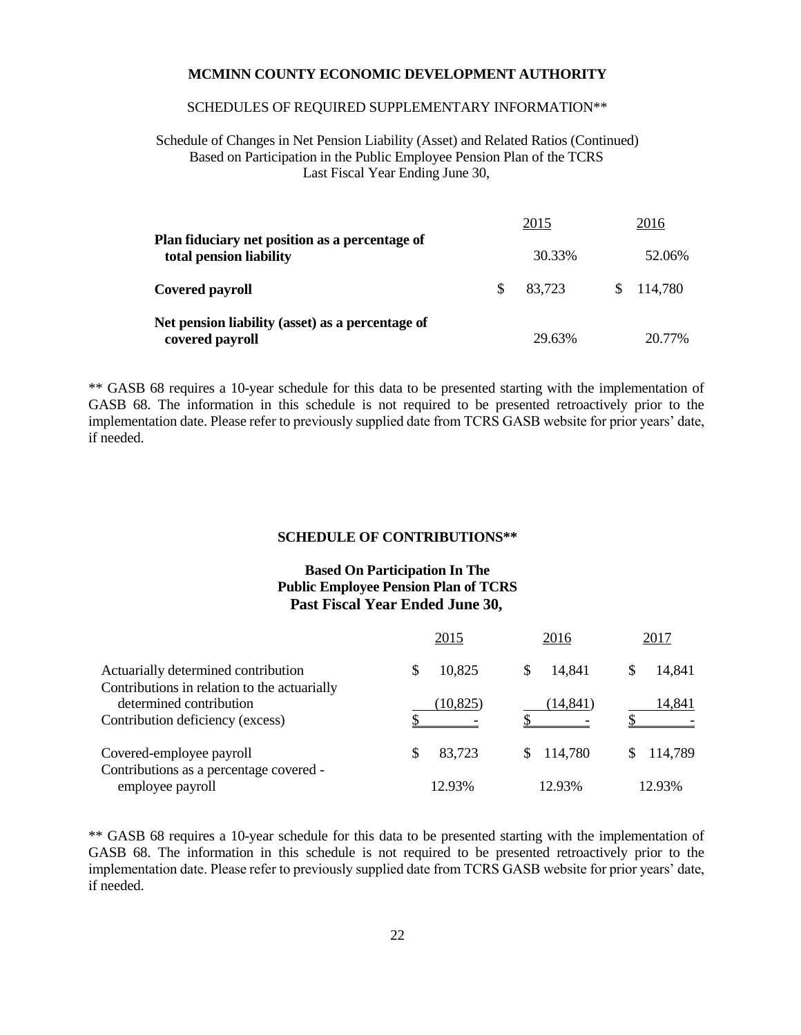**MCMINN COUNTY ECONOMIC DEVELOPMENT AUTHORITY**

SCHEDULES OF REQUIRED SUPPLEMENTARY INFORMATION**

Schedule of Changes in Net Pension Liability (Asset) and Related Ratios (Continued)
Based on Participation in the Public Employee Pension Plan of the TCRS
Last Fiscal Year Ending June 30,

| | 2015 | 2016 |
|---|---|---|
| **Plan fiduciary net position as a percentage of total pension liability** | 30.33% | 52.06% |
| **Covered payroll** | $ 83,723 | $ 114,780 |
| **Net pension liability (asset) as a percentage of covered payroll** | 29.63% | 20.77% |

** GASB 68 requires a 10-year schedule for this data to be presented starting with the implementation of GASB 68. The information in this schedule is not required to be presented retroactively prior to the implementation date. Please refer to previously supplied date from TCRS GASB website for prior years' date, if needed.

**SCHEDULE OF CONTRIBUTIONS****

**Based On Participation In The**
**Public Employee Pension Plan of TCRS**
**Past Fiscal Year Ended June 30,**

| | 2015 | 2016 | 2017 |
|---|---|---|---|
| Actuarially determined contribution | $ 10,825 | $ 14,841 | $ 14,841 |
| Contributions in relation to the actuarially determined contribution | (10,825) | (14,841) | 14,841 |
| Contribution deficiency (excess) | $ - | $ - | $ - |
| Covered-employee payroll | $ 83,723 | $ 114,780 | $ 114,789 |
| Contributions as a percentage covered - employee payroll | 12.93% | 12.93% | 12.93% |

** GASB 68 requires a 10-year schedule for this data to be presented starting with the implementation of GASB 68. The information in this schedule is not required to be presented retroactively prior to the implementation date. Please refer to previously supplied date from TCRS GASB website for prior years' date, if needed.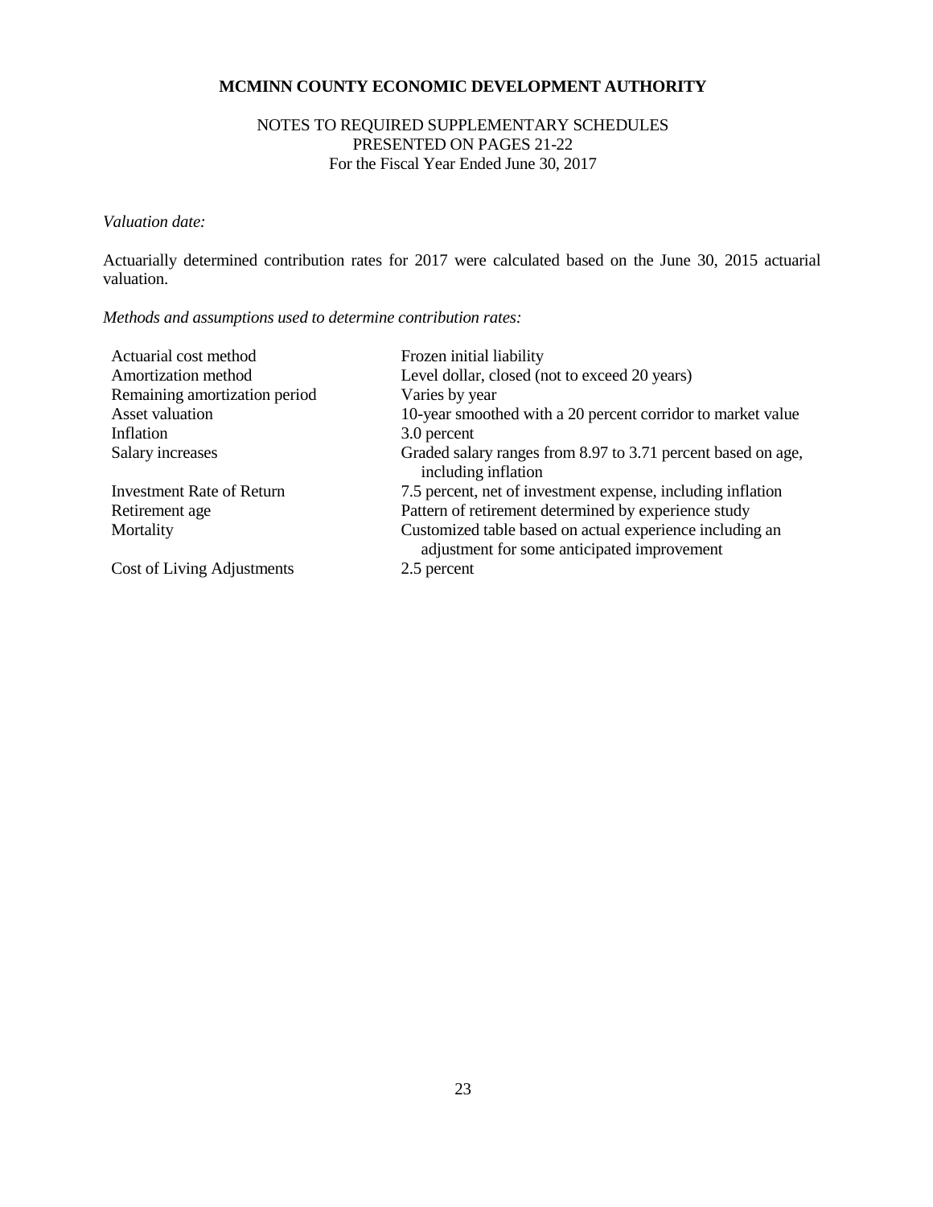**MCMINN COUNTY ECONOMIC DEVELOPMENT AUTHORITY**

NOTES TO REQUIRED SUPPLEMENTARY SCHEDULES
PRESENTED ON PAGES 21-22
For the Fiscal Year Ended June 30, 2017

*Valuation date:*

Actuarially determined contribution rates for 2017 were calculated based on the June 30, 2015 actuarial valuation.

*Methods and assumptions used to determine contribution rates:*

| | |
|---|---|
| Actuarial cost method | Frozen initial liability |
| Amortization method | Level dollar, closed (not to exceed 20 years) |
| Remaining amortization period | Varies by year |
| Asset valuation | 10-year smoothed with a 20 percent corridor to market value |
| Inflation | 3.0 percent |
| Salary increases | Graded salary ranges from 8.97 to 3.71 percent based on age, including inflation |
| Investment Rate of Return | 7.5 percent, net of investment expense, including inflation |
| Retirement age | Pattern of retirement determined by experience study |
| Mortality | Customized table based on actual experience including an adjustment for some anticipated improvement |
| Cost of Living Adjustments | 2.5 percent |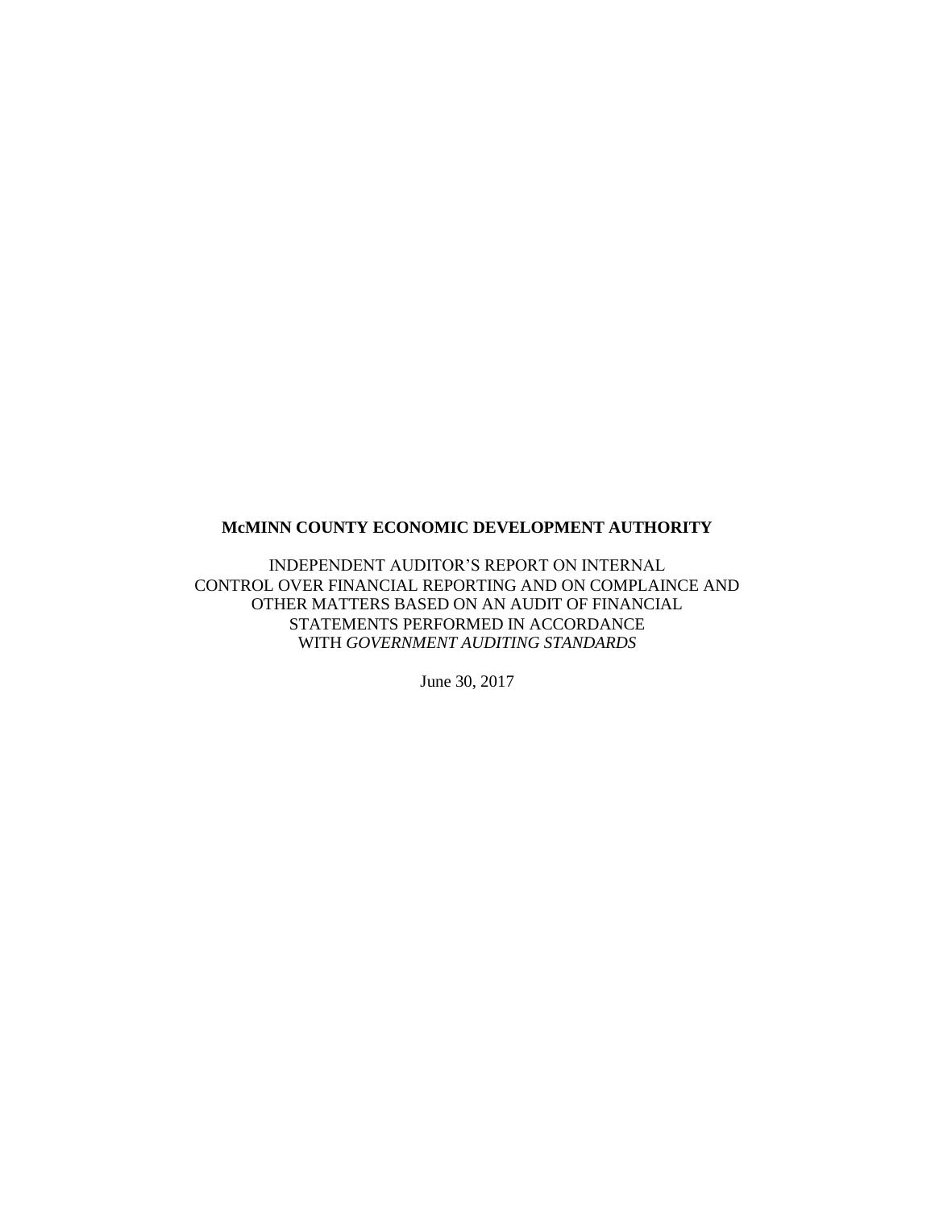**McMINN COUNTY ECONOMIC DEVELOPMENT AUTHORITY**

INDEPENDENT AUDITOR'S REPORT ON INTERNAL CONTROL OVER FINANCIAL REPORTING AND ON COMPLAINCE AND OTHER MATTERS BASED ON AN AUDIT OF FINANCIAL STATEMENTS PERFORMED IN ACCORDANCE WITH *GOVERNMENT AUDITING STANDARDS*

June 30, 2017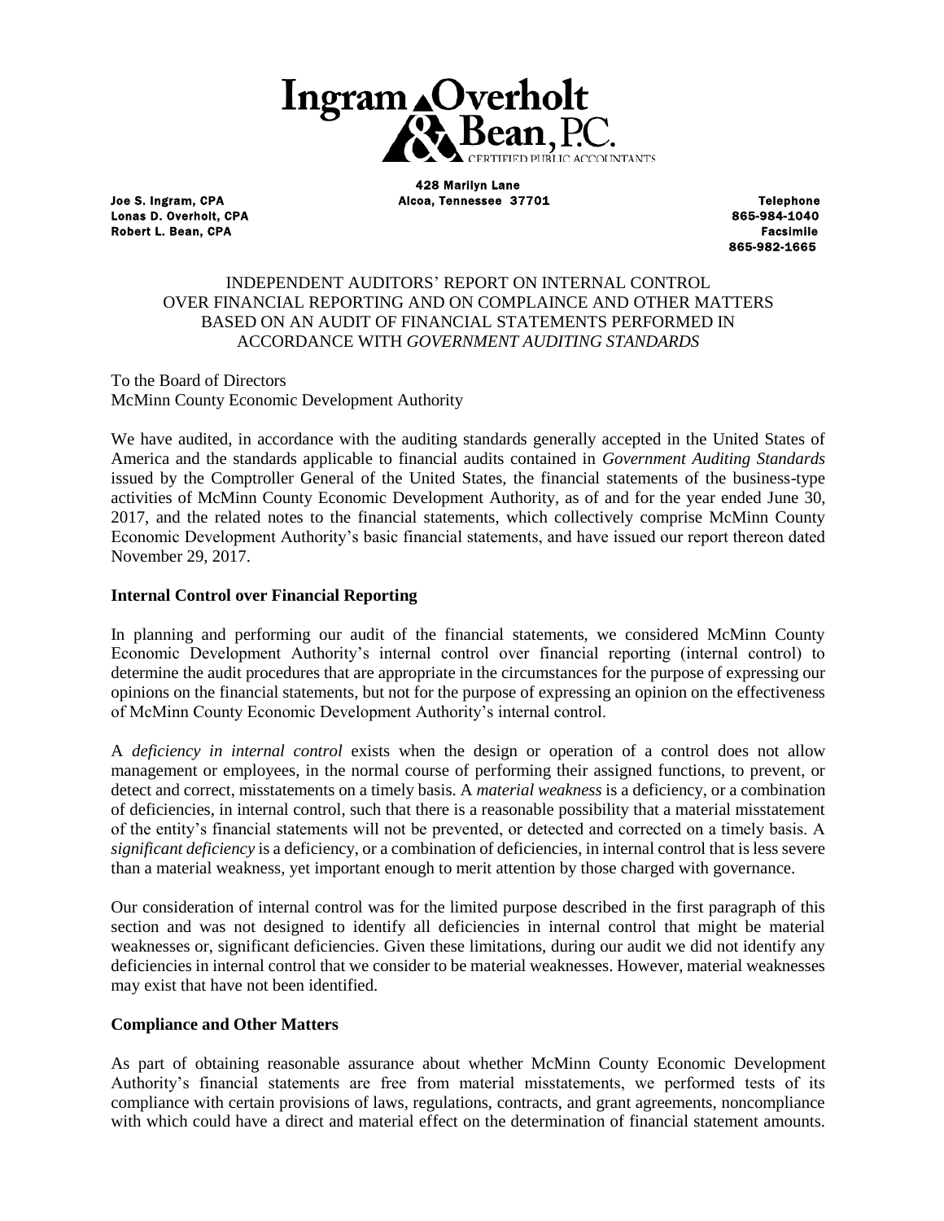**Ingram Overholt & Bean, P.C.**
CERTIFIED PUBLIC ACCOUNTANTS

Joe S. Ingram, CPA
Lonas D. Overholt, CPA
Robert L. Bean, CPA

428 Marilyn Lane
Alcoa, Tennessee 37701

Telephone
865-984-1040
Facsimile
865-982-1665

# INDEPENDENT AUDITORS' REPORT ON INTERNAL CONTROL OVER FINANCIAL REPORTING AND ON COMPLAINCE AND OTHER MATTERS BASED ON AN AUDIT OF FINANCIAL STATEMENTS PERFORMED IN ACCORDANCE WITH *GOVERNMENT AUDITING STANDARDS*

To the Board of Directors
McMinn County Economic Development Authority

We have audited, in accordance with the auditing standards generally accepted in the United States of America and the standards applicable to financial audits contained in *Government Auditing Standards* issued by the Comptroller General of the United States, the financial statements of the business-type activities of McMinn County Economic Development Authority, as of and for the year ended June 30, 2017, and the related notes to the financial statements, which collectively comprise McMinn County Economic Development Authority's basic financial statements, and have issued our report thereon dated November 29, 2017.

**Internal Control over Financial Reporting**

In planning and performing our audit of the financial statements, we considered McMinn County Economic Development Authority's internal control over financial reporting (internal control) to determine the audit procedures that are appropriate in the circumstances for the purpose of expressing our opinions on the financial statements, but not for the purpose of expressing an opinion on the effectiveness of McMinn County Economic Development Authority's internal control.

A *deficiency in internal control* exists when the design or operation of a control does not allow management or employees, in the normal course of performing their assigned functions, to prevent, or detect and correct, misstatements on a timely basis. A *material weakness* is a deficiency, or a combination of deficiencies, in internal control, such that there is a reasonable possibility that a material misstatement of the entity's financial statements will not be prevented, or detected and corrected on a timely basis. A *significant deficiency* is a deficiency, or a combination of deficiencies, in internal control that is less severe than a material weakness, yet important enough to merit attention by those charged with governance.

Our consideration of internal control was for the limited purpose described in the first paragraph of this section and was not designed to identify all deficiencies in internal control that might be material weaknesses or, significant deficiencies. Given these limitations, during our audit we did not identify any deficiencies in internal control that we consider to be material weaknesses. However, material weaknesses may exist that have not been identified.

**Compliance and Other Matters**

As part of obtaining reasonable assurance about whether McMinn County Economic Development Authority's financial statements are free from material misstatements, we performed tests of its compliance with certain provisions of laws, regulations, contracts, and grant agreements, noncompliance with which could have a direct and material effect on the determination of financial statement amounts.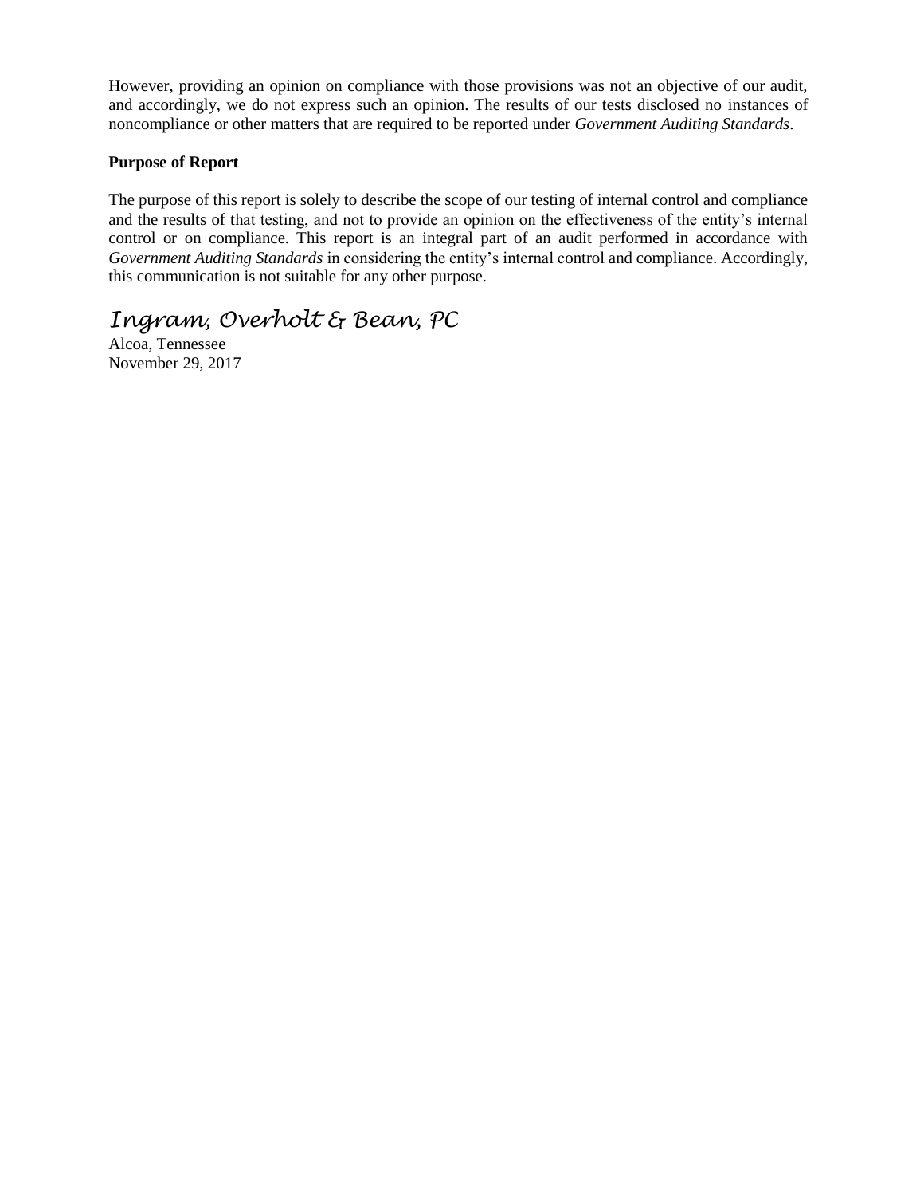However, providing an opinion on compliance with those provisions was not an objective of our audit, and accordingly, we do not express such an opinion. The results of our tests disclosed no instances of noncompliance or other matters that are required to be reported under *Government Auditing Standards*.

**Purpose of Report**

The purpose of this report is solely to describe the scope of our testing of internal control and compliance and the results of that testing, and not to provide an opinion on the effectiveness of the entity's internal control or on compliance. This report is an integral part of an audit performed in accordance with *Government Auditing Standards* in considering the entity's internal control and compliance. Accordingly, this communication is not suitable for any other purpose.

*Ingram, Overholt & Bean, PC*

Alcoa, Tennessee
November 29, 2017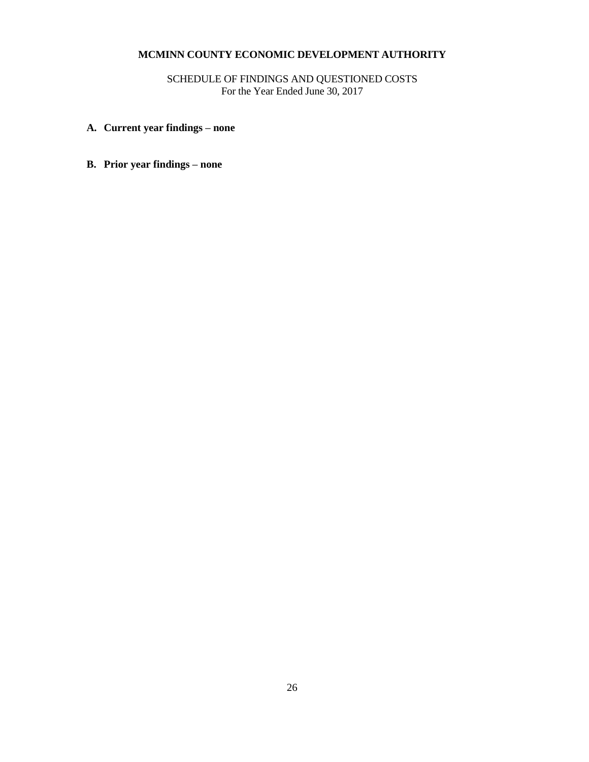# MCMINN COUNTY ECONOMIC DEVELOPMENT AUTHORITY

SCHEDULE OF FINDINGS AND QUESTIONED COSTS
For the Year Ended June 30, 2017

**A. Current year findings – none**

**B. Prior year findings – none**